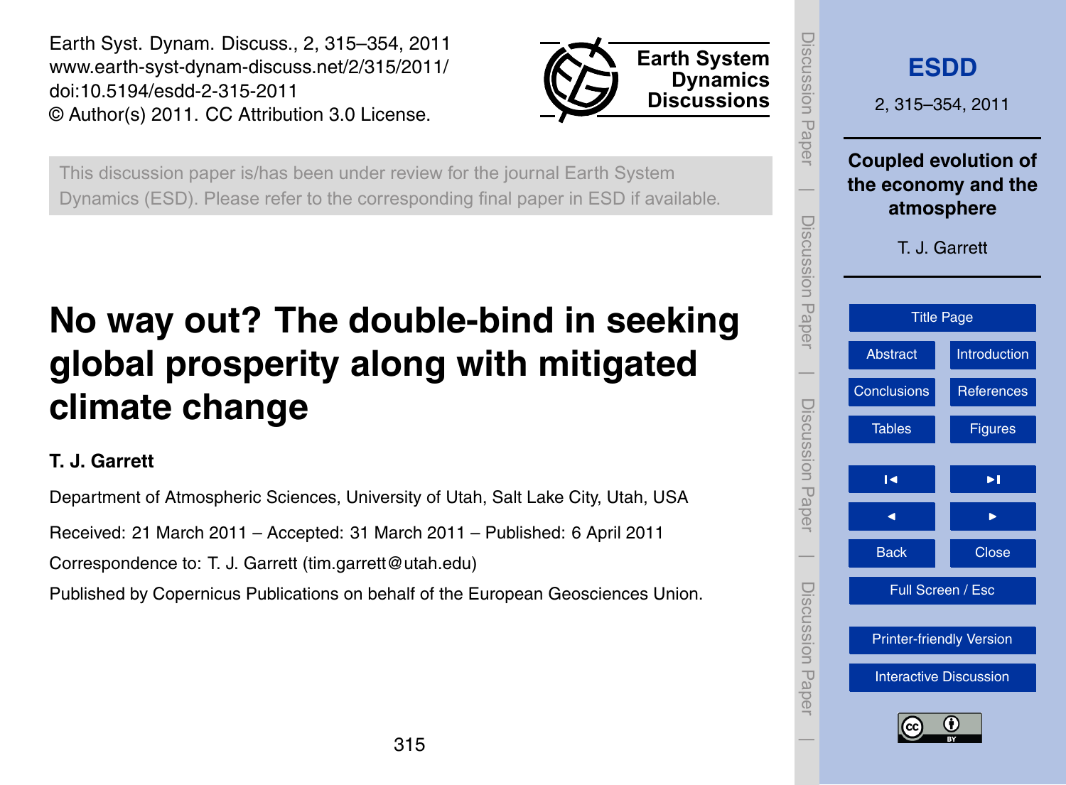Earth Syst. Dynam. Discuss., 2, 315–354, 2011
www.earth-syst-dynam-discuss.net/2/315/2011/
doi:10.5194/esdd-2-315-2011
© Author(s) 2011. CC Attribution 3.0 License.

This discussion paper is/has been under review for the journal Earth System Dynamics (ESD). Please refer to the corresponding final paper in ESD if available.

# No way out? The double-bind in seeking global prosperity along with mitigated climate change

**T. J. Garrett**

Department of Atmospheric Sciences, University of Utah, Salt Lake City, Utah, USA

Received: 21 March 2011 – Accepted: 31 March 2011 – Published: 6 April 2011

Correspondence to: T. J. Garrett (tim.garrett@utah.edu)

Published by Copernicus Publications on behalf of the European Geosciences Union.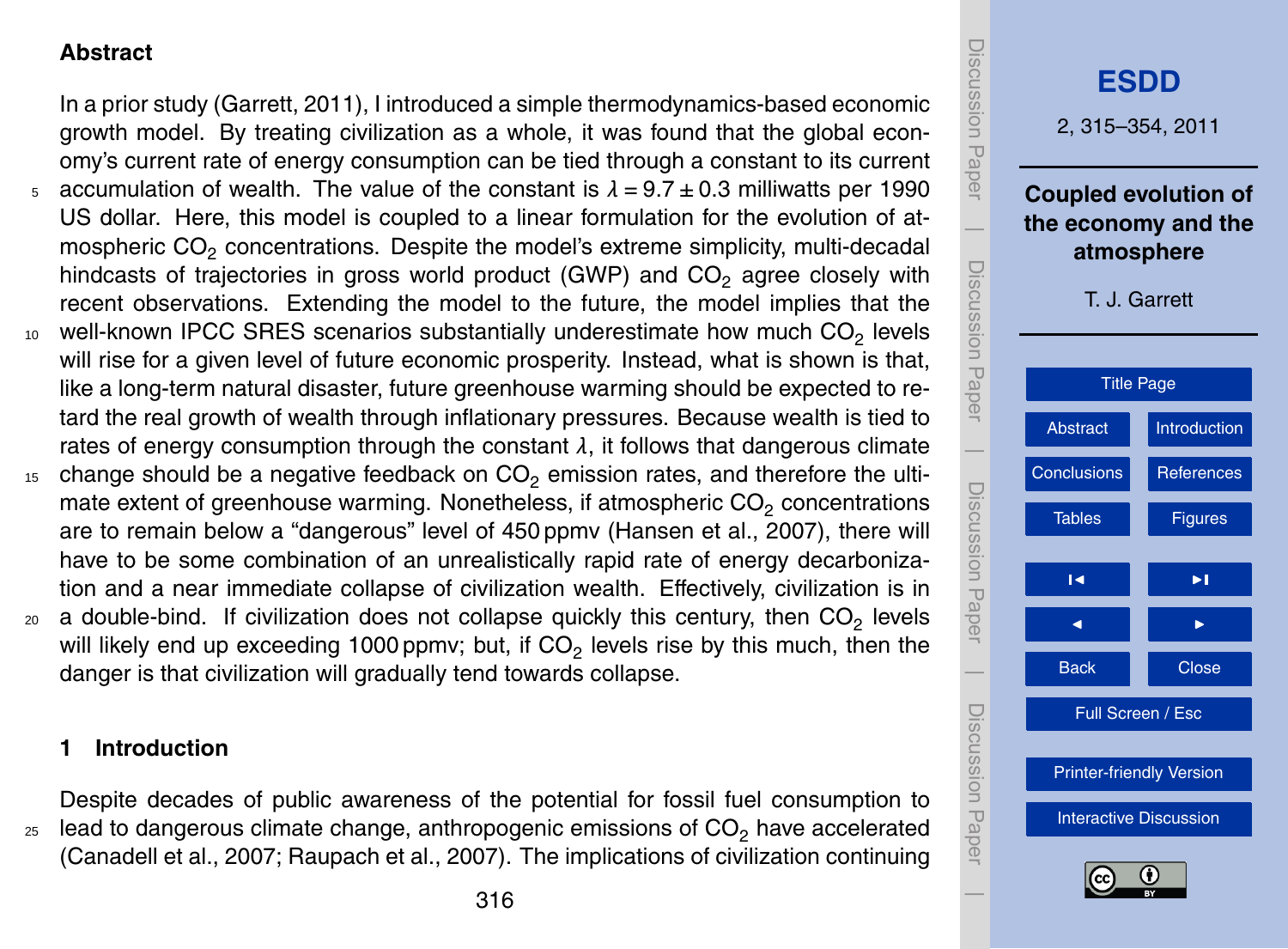## Abstract

In a prior study (Garrett, 2011), I introduced a simple thermodynamics-based economic growth model. By treating civilization as a whole, it was found that the global economy's current rate of energy consumption can be tied through a constant to its current accumulation of wealth. The value of the constant is $\lambda = 9.7 \pm 0.3$ milliwatts per 1990 US dollar. Here, this model is coupled to a linear formulation for the evolution of atmospheric $CO_2$ concentrations. Despite the model's extreme simplicity, multi-decadal hindcasts of trajectories in gross world product (GWP) and $CO_2$ agree closely with recent observations. Extending the model to the future, the model implies that the well-known IPCC SRES scenarios substantially underestimate how much $CO_2$ levels will rise for a given level of future economic prosperity. Instead, what is shown is that, like a long-term natural disaster, future greenhouse warming should be expected to retard the real growth of wealth through inflationary pressures. Because wealth is tied to rates of energy consumption through the constant $\lambda$, it follows that dangerous climate change should be a negative feedback on $CO_2$ emission rates, and therefore the ultimate extent of greenhouse warming. Nonetheless, if atmospheric $CO_2$ concentrations are to remain below a "dangerous" level of 450 ppmv (Hansen et al., 2007), there will have to be some combination of an unrealistically rapid rate of energy decarbonization and a near immediate collapse of civilization wealth. Effectively, civilization is in a double-bind. If civilization does not collapse quickly this century, then $CO_2$ levels will likely end up exceeding 1000 ppmv; but, if $CO_2$ levels rise by this much, then the danger is that civilization will gradually tend towards collapse.

## 1 Introduction

Despite decades of public awareness of the potential for fossil fuel consumption to lead to dangerous climate change, anthropogenic emissions of $CO_2$ have accelerated (Canadell et al., 2007; Raupach et al., 2007). The implications of civilization continuing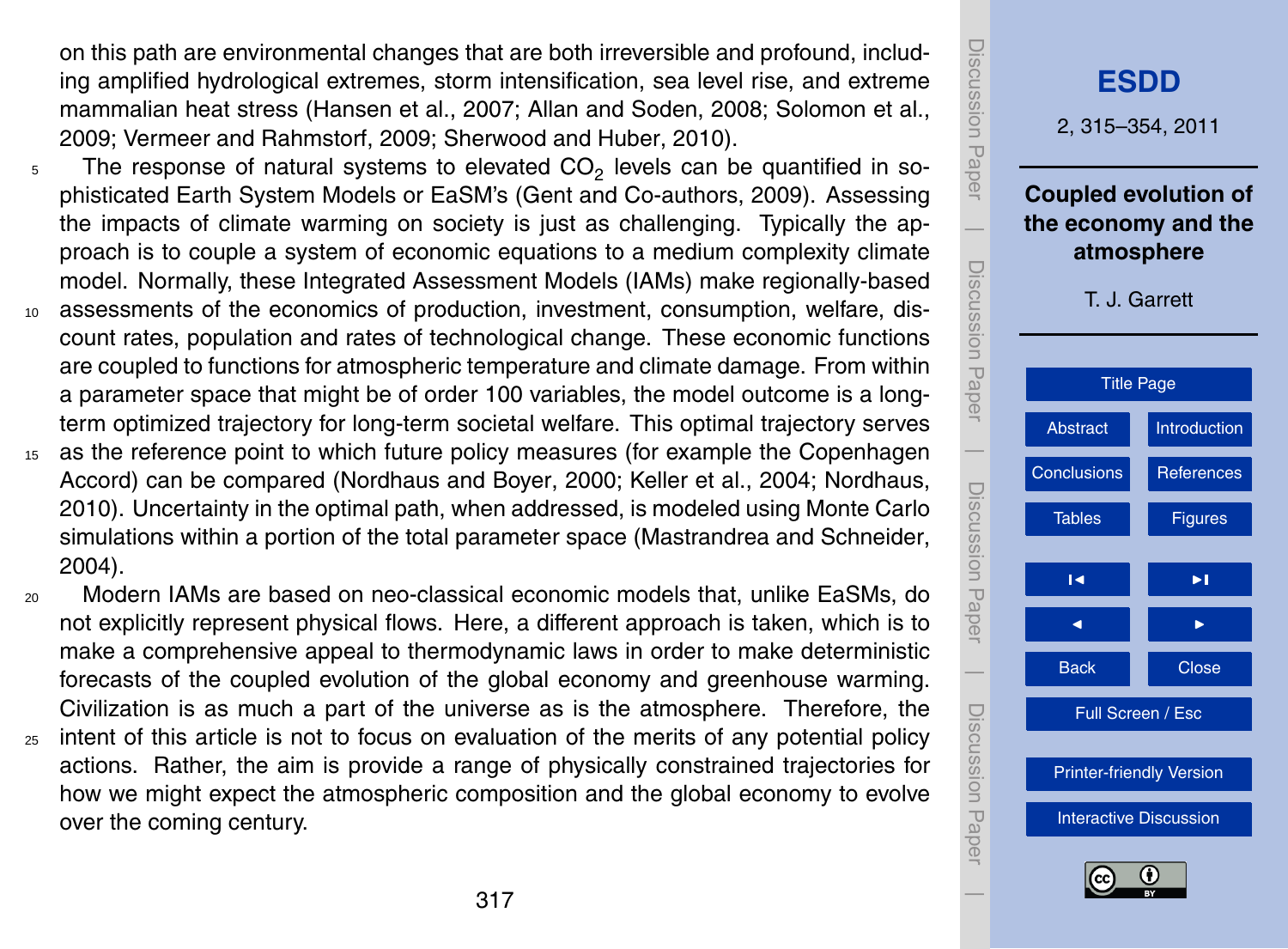on this path are environmental changes that are both irreversible and profound, including amplified hydrological extremes, storm intensification, sea level rise, and extreme mammalian heat stress (Hansen et al., 2007; Allan and Soden, 2008; Solomon et al., 2009; Vermeer and Rahmstorf, 2009; Sherwood and Huber, 2010).

The response of natural systems to elevated $CO_2$ levels can be quantified in sophisticated Earth System Models or EaSM's (Gent and Co-authors, 2009). Assessing the impacts of climate warming on society is just as challenging. Typically the approach is to couple a system of economic equations to a medium complexity climate model. Normally, these Integrated Assessment Models (IAMs) make regionally-based assessments of the economics of production, investment, consumption, welfare, discount rates, population and rates of technological change. These economic functions are coupled to functions for atmospheric temperature and climate damage. From within a parameter space that might be of order 100 variables, the model outcome is a long-term optimized trajectory for long-term societal welfare. This optimal trajectory serves as the reference point to which future policy measures (for example the Copenhagen Accord) can be compared (Nordhaus and Boyer, 2000; Keller et al., 2004; Nordhaus, 2010). Uncertainty in the optimal path, when addressed, is modeled using Monte Carlo simulations within a portion of the total parameter space (Mastrandrea and Schneider, 2004).

Modern IAMs are based on neo-classical economic models that, unlike EaSMs, do not explicitly represent physical flows. Here, a different approach is taken, which is to make a comprehensive appeal to thermodynamic laws in order to make deterministic forecasts of the coupled evolution of the global economy and greenhouse warming. Civilization is as much a part of the universe as is the atmosphere. Therefore, the intent of this article is not to focus on evaluation of the merits of any potential policy actions. Rather, the aim is provide a range of physically constrained trajectories for how we might expect the atmospheric composition and the global economy to evolve over the coming century.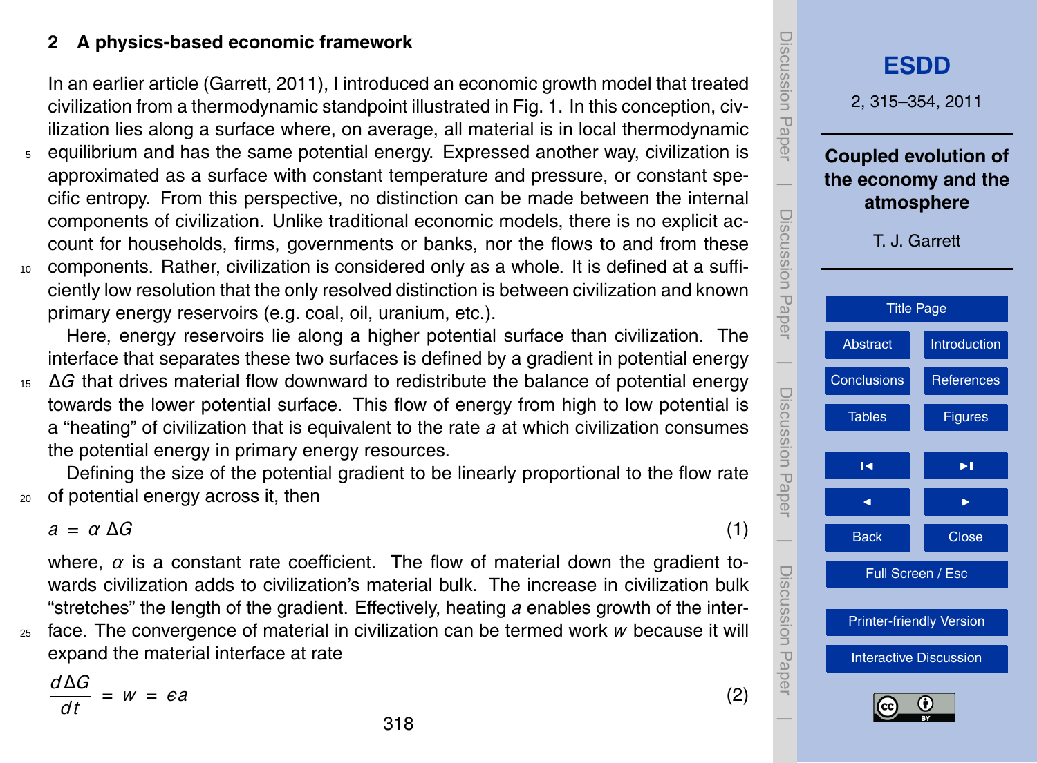## 2 A physics-based economic framework

In an earlier article (Garrett, 2011), I introduced an economic growth model that treated civilization from a thermodynamic standpoint illustrated in Fig. 1. In this conception, civilization lies along a surface where, on average, all material is in local thermodynamic equilibrium and has the same potential energy. Expressed another way, civilization is approximated as a surface with constant temperature and pressure, or constant specific entropy. From this perspective, no distinction can be made between the internal components of civilization. Unlike traditional economic models, there is no explicit account for households, firms, governments or banks, nor the flows to and from these components. Rather, civilization is considered only as a whole. It is defined at a sufficiently low resolution that the only resolved distinction is between civilization and known primary energy reservoirs (e.g. coal, oil, uranium, etc.).

Here, energy reservoirs lie along a higher potential surface than civilization. The interface that separates these two surfaces is defined by a gradient in potential energy $\Delta G$ that drives material flow downward to redistribute the balance of potential energy towards the lower potential surface. This flow of energy from high to low potential is a "heating" of civilization that is equivalent to the rate $a$ at which civilization consumes the potential energy in primary energy resources.

Defining the size of the potential gradient to be linearly proportional to the flow rate of potential energy across it, then

$$a = \alpha \, \Delta G \tag{1}$$

where, $\alpha$ is a constant rate coefficient. The flow of material down the gradient towards civilization adds to civilization's material bulk. The increase in civilization bulk "stretches" the length of the gradient. Effectively, heating $a$ enables growth of the interface. The convergence of material in civilization can be termed work $w$ because it will expand the material interface at rate

$$\frac{d\Delta G}{dt} = w = \epsilon a \tag{2}$$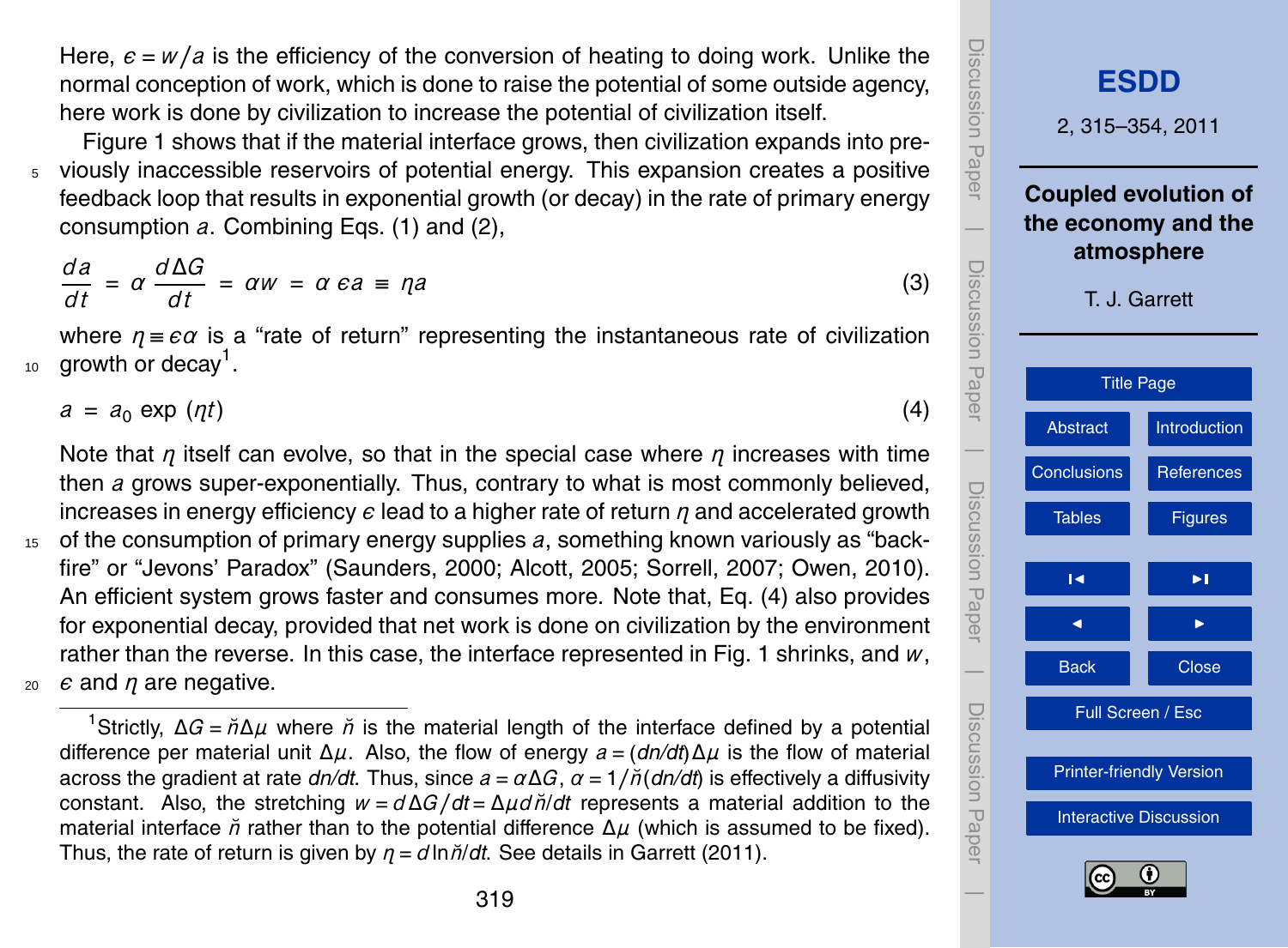Here, $\epsilon = w/a$ is the efficiency of the conversion of heating to doing work. Unlike the normal conception of work, which is done to raise the potential of some outside agency, here work is done by civilization to increase the potential of civilization itself.

Figure 1 shows that if the material interface grows, then civilization expands into previously inaccessible reservoirs of potential energy. This expansion creates a positive feedback loop that results in exponential growth (or decay) in the rate of primary energy consumption $a$. Combining Eqs. (1) and (2),

$$\frac{da}{dt} = \alpha \frac{d\Delta G}{dt} = \alpha w = \alpha \epsilon a \equiv \eta a \tag{3}$$

where $\eta \equiv \epsilon\alpha$ is a "rate of return" representing the instantaneous rate of civilization growth or decay[1].

$$a = a_0 \exp(\eta t) \tag{4}$$

Note that $\eta$ itself can evolve, so that in the special case where $\eta$ increases with time then $a$ grows super-exponentially. Thus, contrary to what is most commonly believed, increases in energy efficiency $\epsilon$ lead to a higher rate of return $\eta$ and accelerated growth of the consumption of primary energy supplies $a$, something known variously as "backfire" or "Jevons' Paradox" (Saunders, 2000; Alcott, 2005; Sorrell, 2007; Owen, 2010). An efficient system grows faster and consumes more. Note that, Eq. (4) also provides for exponential decay, provided that net work is done on civilization by the environment rather than the reverse. In this case, the interface represented in Fig. 1 shrinks, and $w$, $\epsilon$ and $\eta$ are negative.

---

[1]Strictly, $\Delta G = \breve{n}\Delta\mu$ where $\breve{n}$ is the material length of the interface defined by a potential difference per material unit $\Delta\mu$. Also, the flow of energy $a = (dn/dt)\Delta\mu$ is the flow of material across the gradient at rate $dn/dt$. Thus, since $a = \alpha\Delta G$, $\alpha = 1/\breve{n}(dn/dt)$ is effectively a diffusivity constant. Also, the stretching $w = d\Delta G/dt = \Delta\mu d\breve{n}/dt$ represents a material addition to the material interface $\breve{n}$ rather than to the potential difference $\Delta\mu$ (which is assumed to be fixed). Thus, the rate of return is given by $\eta = d\ln\breve{n}/dt$. See details in Garrett (2011).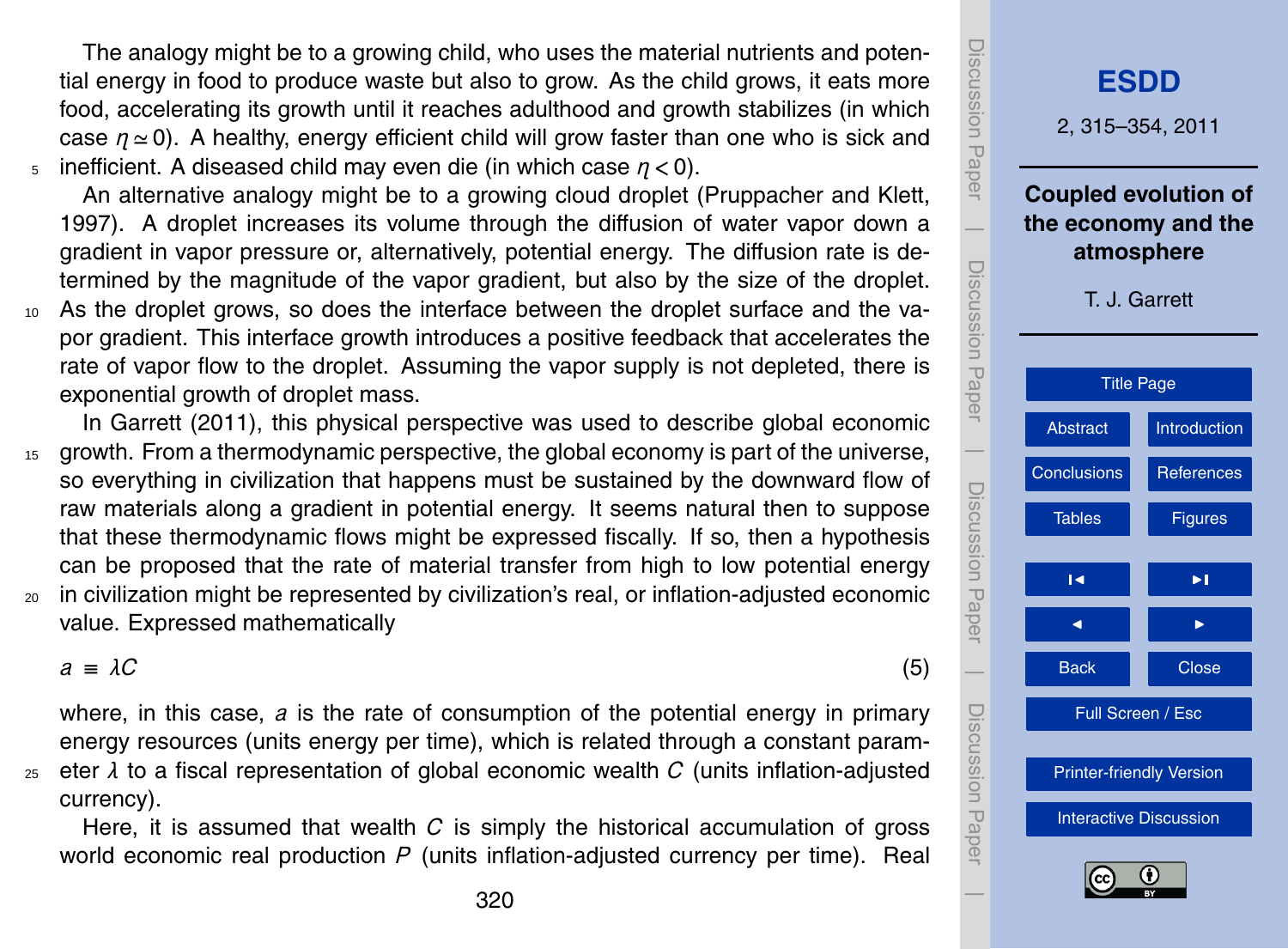The analogy might be to a growing child, who uses the material nutrients and potential energy in food to produce waste but also to grow. As the child grows, it eats more food, accelerating its growth until it reaches adulthood and growth stabilizes (in which case $\eta \simeq 0$). A healthy, energy efficient child will grow faster than one who is sick and inefficient. A diseased child may even die (in which case $\eta < 0$).

An alternative analogy might be to a growing cloud droplet (Pruppacher and Klett, 1997). A droplet increases its volume through the diffusion of water vapor down a gradient in vapor pressure or, alternatively, potential energy. The diffusion rate is determined by the magnitude of the vapor gradient, but also by the size of the droplet. As the droplet grows, so does the interface between the droplet surface and the vapor gradient. This interface growth introduces a positive feedback that accelerates the rate of vapor flow to the droplet. Assuming the vapor supply is not depleted, there is exponential growth of droplet mass.

In Garrett (2011), this physical perspective was used to describe global economic growth. From a thermodynamic perspective, the global economy is part of the universe, so everything in civilization that happens must be sustained by the downward flow of raw materials along a gradient in potential energy. It seems natural then to suppose that these thermodynamic flows might be expressed fiscally. If so, then a hypothesis can be proposed that the rate of material transfer from high to low potential energy in civilization might be represented by civilization's real, or inflation-adjusted economic value. Expressed mathematically

$$a \equiv \lambda C \tag{5}$$

where, in this case, $a$ is the rate of consumption of the potential energy in primary energy resources (units energy per time), which is related through a constant parameter $\lambda$ to a fiscal representation of global economic wealth $C$ (units inflation-adjusted currency).

Here, it is assumed that wealth $C$ is simply the historical accumulation of gross world economic real production $P$ (units inflation-adjusted currency per time). Real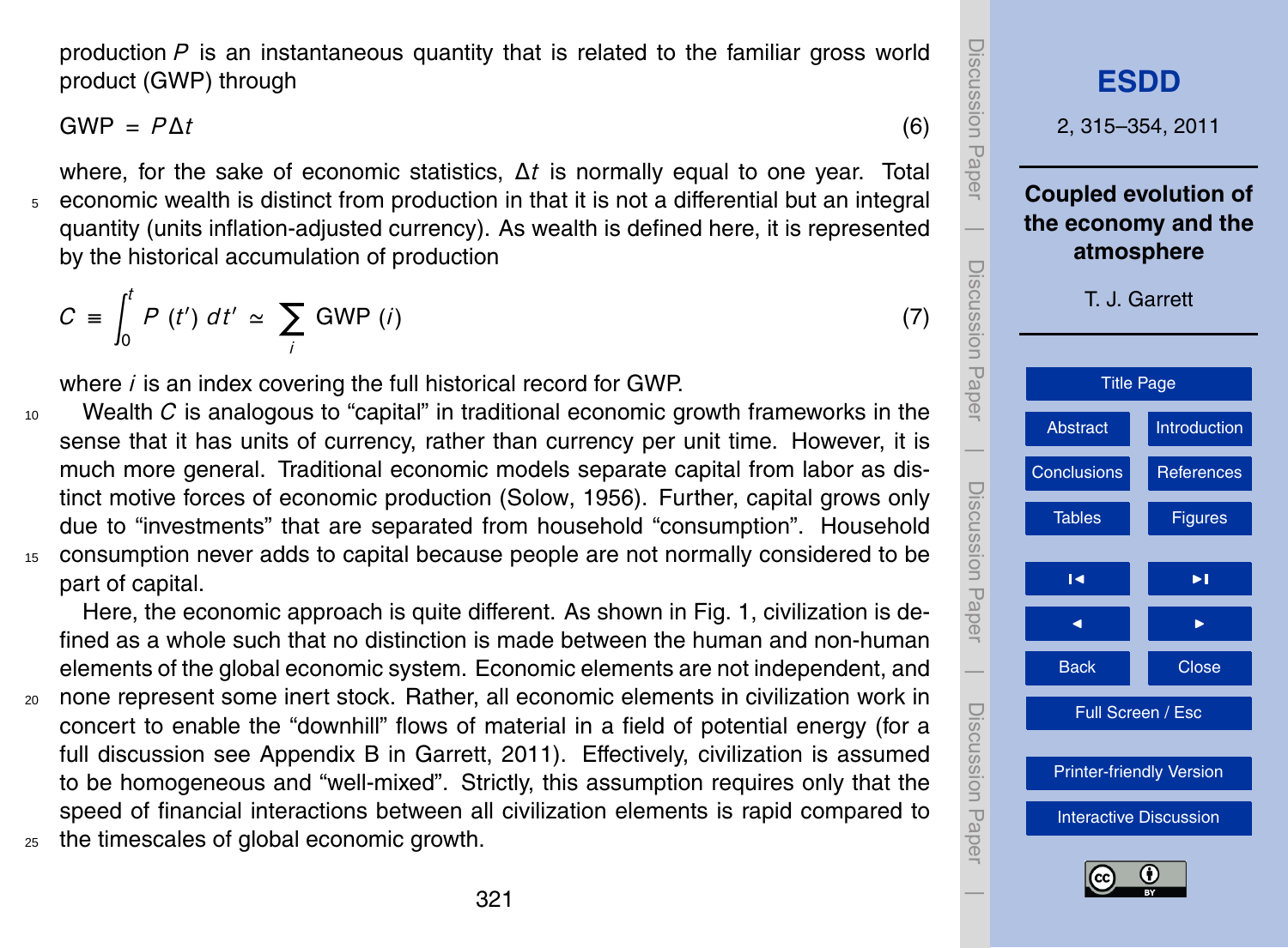production $P$ is an instantaneous quantity that is related to the familiar gross world product (GWP) through

$$\text{GWP} = P\Delta t \tag{6}$$

where, for the sake of economic statistics, $\Delta t$ is normally equal to one year. Total economic wealth is distinct from production in that it is not a differential but an integral quantity (units inflation-adjusted currency). As wealth is defined here, it is represented by the historical accumulation of production

$$C \equiv \int_0^t P\left(t'\right) dt' \simeq \sum_i \text{GWP}\left(i\right) \tag{7}$$

where $i$ is an index covering the full historical record for GWP.

Wealth $C$ is analogous to "capital" in traditional economic growth frameworks in the sense that it has units of currency, rather than currency per unit time. However, it is much more general. Traditional economic models separate capital from labor as distinct motive forces of economic production (Solow, 1956). Further, capital grows only due to "investments" that are separated from household "consumption". Household consumption never adds to capital because people are not normally considered to be part of capital.

Here, the economic approach is quite different. As shown in Fig. 1, civilization is defined as a whole such that no distinction is made between the human and non-human elements of the global economic system. Economic elements are not independent, and none represent some inert stock. Rather, all economic elements in civilization work in concert to enable the "downhill" flows of material in a field of potential energy (for a full discussion see Appendix B in Garrett, 2011). Effectively, civilization is assumed to be homogeneous and "well-mixed". Strictly, this assumption requires only that the speed of financial interactions between all civilization elements is rapid compared to the timescales of global economic growth.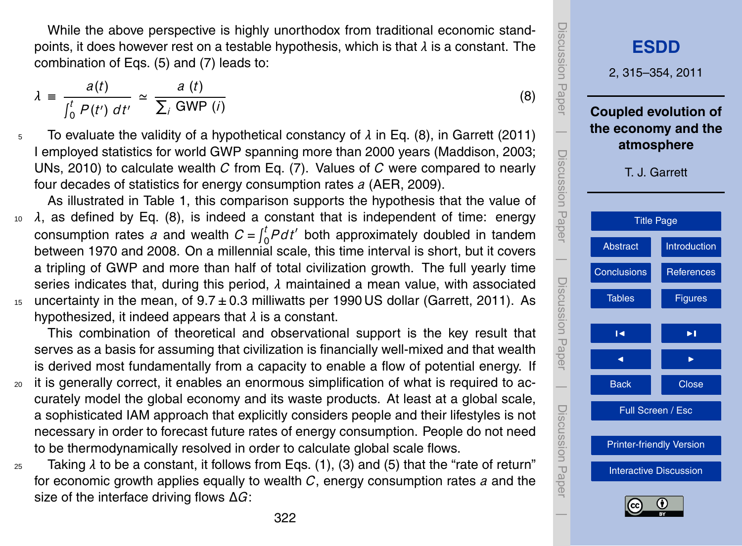While the above perspective is highly unorthodox from traditional economic standpoints, it does however rest on a testable hypothesis, which is that $\lambda$ is a constant. The combination of Eqs. (5) and (7) leads to:

$$\lambda \equiv \frac{a(t)}{\int_0^t P(t')\,dt'} \simeq \frac{a\,(t)}{\sum_i \mathrm{GWP}\,(i)} \tag{8}$$

To evaluate the validity of a hypothetical constancy of $\lambda$ in Eq. (8), in Garrett (2011) I employed statistics for world GWP spanning more than 2000 years (Maddison, 2003; UNs, 2010) to calculate wealth $C$ from Eq. (7). Values of $C$ were compared to nearly four decades of statistics for energy consumption rates $a$ (AER, 2009).

As illustrated in Table 1, this comparison supports the hypothesis that the value of $\lambda$, as defined by Eq. (8), is indeed a constant that is independent of time: energy consumption rates $a$ and wealth $C = \int_0^t P dt'$ both approximately doubled in tandem between 1970 and 2008. On a millennial scale, this time interval is short, but it covers a tripling of GWP and more than half of total civilization growth. The full yearly time series indicates that, during this period, $\lambda$ maintained a mean value, with associated uncertainty in the mean, of $9.7 \pm 0.3$ milliwatts per 1990 US dollar (Garrett, 2011). As hypothesized, it indeed appears that $\lambda$ is a constant.

This combination of theoretical and observational support is the key result that serves as a basis for assuming that civilization is financially well-mixed and that wealth is derived most fundamentally from a capacity to enable a flow of potential energy. If it is generally correct, it enables an enormous simplification of what is required to accurately model the global economy and its waste products. At least at a global scale, a sophisticated IAM approach that explicitly considers people and their lifestyles is not necessary in order to forecast future rates of energy consumption. People do not need to be thermodynamically resolved in order to calculate global scale flows.

Taking $\lambda$ to be a constant, it follows from Eqs. (1), (3) and (5) that the "rate of return" for economic growth applies equally to wealth $C$, energy consumption rates $a$ and the size of the interface driving flows $\Delta G$: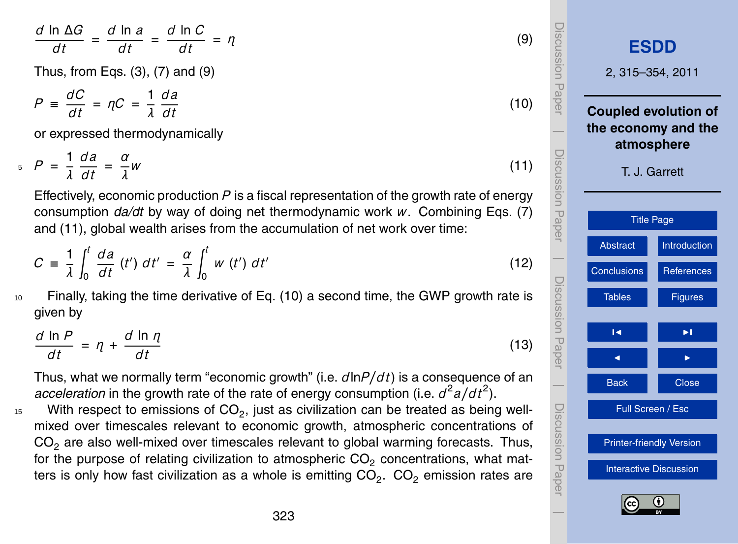$$\frac{d \ln \Delta G}{dt} = \frac{d \ln a}{dt} = \frac{d \ln C}{dt} = \eta \tag{9}$$

Thus, from Eqs. (3), (7) and (9)

$$P \equiv \frac{dC}{dt} = \eta C = \frac{1}{\lambda}\frac{da}{dt} \tag{10}$$

or expressed thermodynamically

$$P = \frac{1}{\lambda}\frac{da}{dt} = \frac{\alpha}{\lambda} w \tag{11}$$

Effectively, economic production $P$ is a fiscal representation of the growth rate of energy consumption *da/dt* by way of doing net thermodynamic work $w$. Combining Eqs. (7) and (11), global wealth arises from the accumulation of net work over time:

$$C \equiv \frac{1}{\lambda}\int_0^t \frac{da}{dt}(t')\,dt' = \frac{\alpha}{\lambda}\int_0^t w(t')\,dt' \tag{12}$$

Finally, taking the time derivative of Eq. (10) a second time, the GWP growth rate is given by

$$\frac{d \ln P}{dt} = \eta + \frac{d \ln \eta}{dt} \tag{13}$$

Thus, what we normally term "economic growth" (i.e. $d\ln P/dt$) is a consequence of an *acceleration* in the growth rate of the rate of energy consumption (i.e. $d^2a/dt^2$).

With respect to emissions of $CO_2$, just as civilization can be treated as being well-mixed over timescales relevant to economic growth, atmospheric concentrations of $CO_2$ are also well-mixed over timescales relevant to global warming forecasts. Thus, for the purpose of relating civilization to atmospheric $CO_2$ concentrations, what matters is only how fast civilization as a whole is emitting $CO_2$. $CO_2$ emission rates are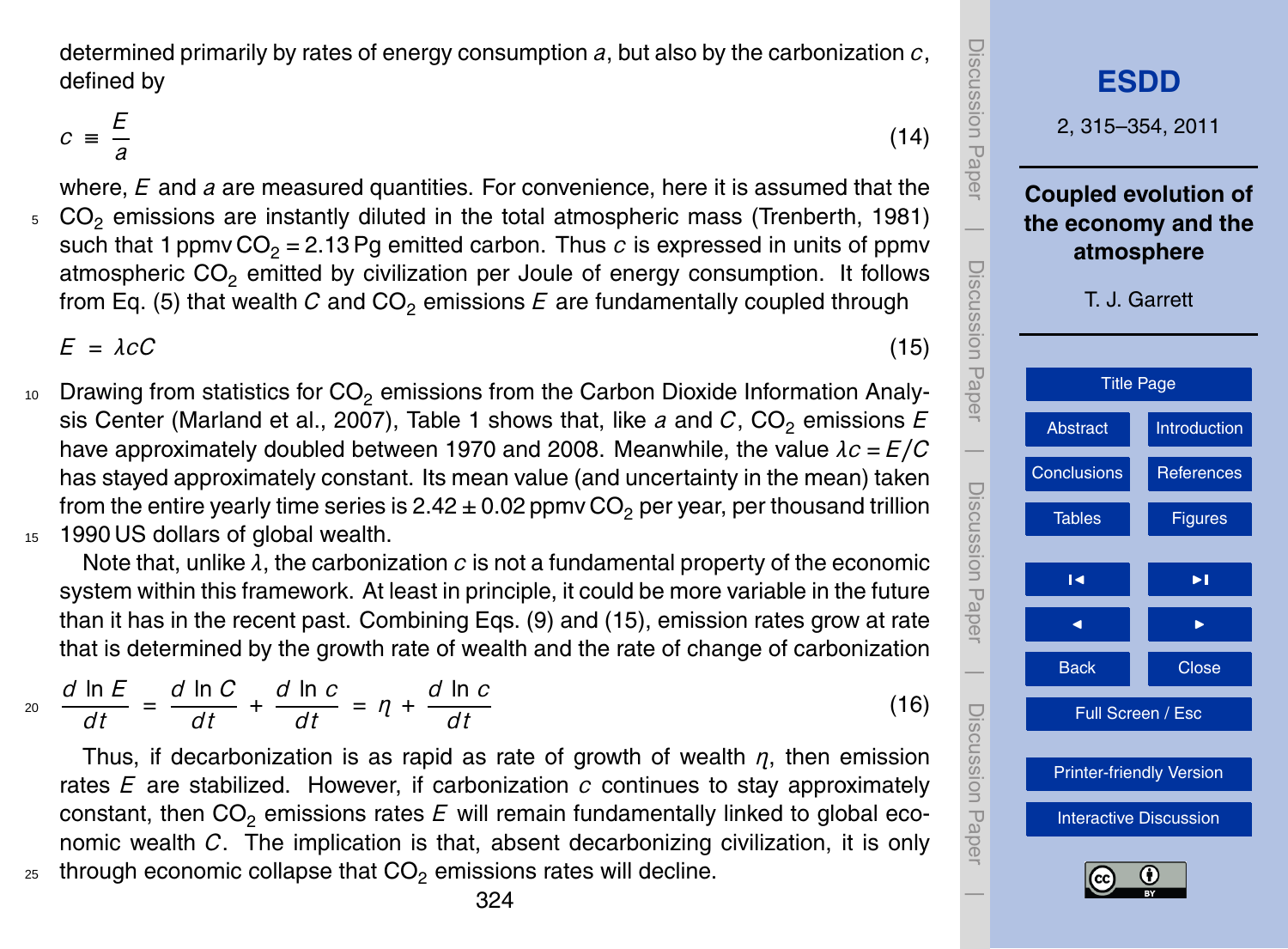determined primarily by rates of energy consumption $a$, but also by the carbonization $c$, defined by

$$c \equiv \frac{E}{a} \tag{14}$$

where, $E$ and $a$ are measured quantities. For convenience, here it is assumed that the $CO_2$ emissions are instantly diluted in the total atmospheric mass (Trenberth, 1981) such that 1 ppmv $CO_2$ = 2.13 Pg emitted carbon. Thus $c$ is expressed in units of ppmv atmospheric $CO_2$ emitted by civilization per Joule of energy consumption. It follows from Eq. (5) that wealth $C$ and $CO_2$ emissions $E$ are fundamentally coupled through

$$E = \lambda c C \tag{15}$$

Drawing from statistics for $CO_2$ emissions from the Carbon Dioxide Information Analysis Center (Marland et al., 2007), Table 1 shows that, like $a$ and $C$, $CO_2$ emissions $E$ have approximately doubled between 1970 and 2008. Meanwhile, the value $\lambda c = E/C$ has stayed approximately constant. Its mean value (and uncertainty in the mean) taken from the entire yearly time series is $2.42 \pm 0.02$ ppmv $CO_2$ per year, per thousand trillion 1990 US dollars of global wealth.

Note that, unlike $\lambda$, the carbonization $c$ is not a fundamental property of the economic system within this framework. At least in principle, it could be more variable in the future than it has in the recent past. Combining Eqs. (9) and (15), emission rates grow at rate that is determined by the growth rate of wealth and the rate of change of carbonization

$$\frac{d \ln E}{dt} = \frac{d \ln C}{dt} + \frac{d \ln c}{dt} = \eta + \frac{d \ln c}{dt} \tag{16}$$

Thus, if decarbonization is as rapid as rate of growth of wealth $\eta$, then emission rates $E$ are stabilized. However, if carbonization $c$ continues to stay approximately constant, then $CO_2$ emissions rates $E$ will remain fundamentally linked to global economic wealth $C$. The implication is that, absent decarbonizing civilization, it is only through economic collapse that $CO_2$ emissions rates will decline.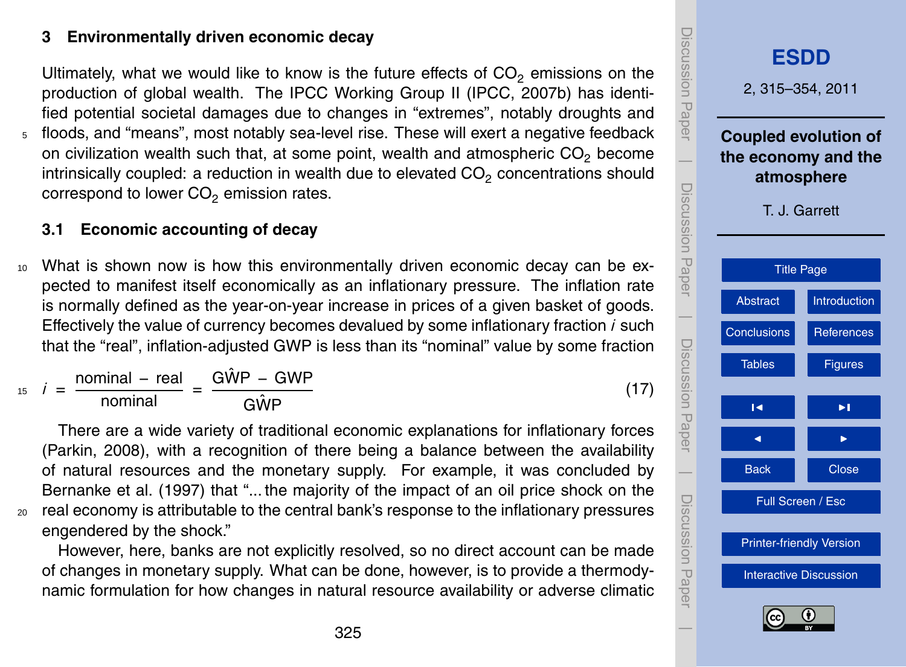## 3 Environmentally driven economic decay

Ultimately, what we would like to know is the future effects of $CO_2$ emissions on the production of global wealth. The IPCC Working Group II (IPCC, 2007b) has identified potential societal damages due to changes in "extremes", notably droughts and floods, and "means", most notably sea-level rise. These will exert a negative feedback on civilization wealth such that, at some point, wealth and atmospheric $CO_2$ become intrinsically coupled: a reduction in wealth due to elevated $CO_2$ concentrations should correspond to lower $CO_2$ emission rates.

### 3.1 Economic accounting of decay

What is shown now is how this environmentally driven economic decay can be expected to manifest itself economically as an inflationary pressure. The inflation rate is normally defined as the year-on-year increase in prices of a given basket of goods. Effectively the value of currency becomes devalued by some inflationary fraction $i$ such that the "real", inflation-adjusted GWP is less than its "nominal" value by some fraction

$$i = \frac{\text{nominal} - \text{real}}{\text{nominal}} = \frac{\hat{\text{GWP}} - \text{GWP}}{\hat{\text{GWP}}} \tag{17}$$

There are a wide variety of traditional economic explanations for inflationary forces (Parkin, 2008), with a recognition of there being a balance between the availability of natural resources and the monetary supply. For example, it was concluded by Bernanke et al. (1997) that "... the majority of the impact of an oil price shock on the real economy is attributable to the central bank's response to the inflationary pressures engendered by the shock."

However, here, banks are not explicitly resolved, so no direct account can be made of changes in monetary supply. What can be done, however, is to provide a thermodynamic formulation for how changes in natural resource availability or adverse climatic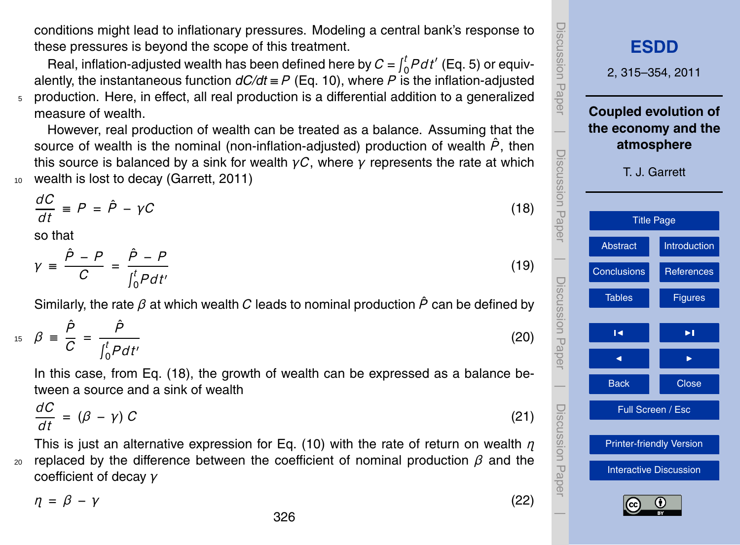conditions might lead to inflationary pressures. Modeling a central bank's response to these pressures is beyond the scope of this treatment.

Real, inflation-adjusted wealth has been defined here by $C = \int_0^t P dt'$ (Eq. 5) or equivalently, the instantaneous function $dC/dt \equiv P$ (Eq. 10), where $P$ is the inflation-adjusted production. Here, in effect, all real production is a differential addition to a generalized measure of wealth.

However, real production of wealth can be treated as a balance. Assuming that the source of wealth is the nominal (non-inflation-adjusted) production of wealth $\hat{P}$, then this source is balanced by a sink for wealth $\gamma C$, where $\gamma$ represents the rate at which wealth is lost to decay (Garrett, 2011)

$$\frac{dC}{dt} \equiv P = \hat{P} - \gamma C \tag{18}$$

so that

$$\gamma \equiv \frac{\hat{P} - P}{C} = \frac{\hat{P} - P}{\int_0^t P dt'} \tag{19}$$

Similarly, the rate $\beta$ at which wealth $C$ leads to nominal production $\hat{P}$ can be defined by

$$\beta \equiv \frac{\hat{P}}{C} = \frac{\hat{P}}{\int_0^t P dt'} \tag{20}$$

In this case, from Eq. (18), the growth of wealth can be expressed as a balance between a source and a sink of wealth

$$\frac{dC}{dt} = (\beta - \gamma)\, C \tag{21}$$

This is just an alternative expression for Eq. (10) with the rate of return on wealth $\eta$ replaced by the difference between the coefficient of nominal production $\beta$ and the coefficient of decay $\gamma$

$$\eta = \beta - \gamma \tag{22}$$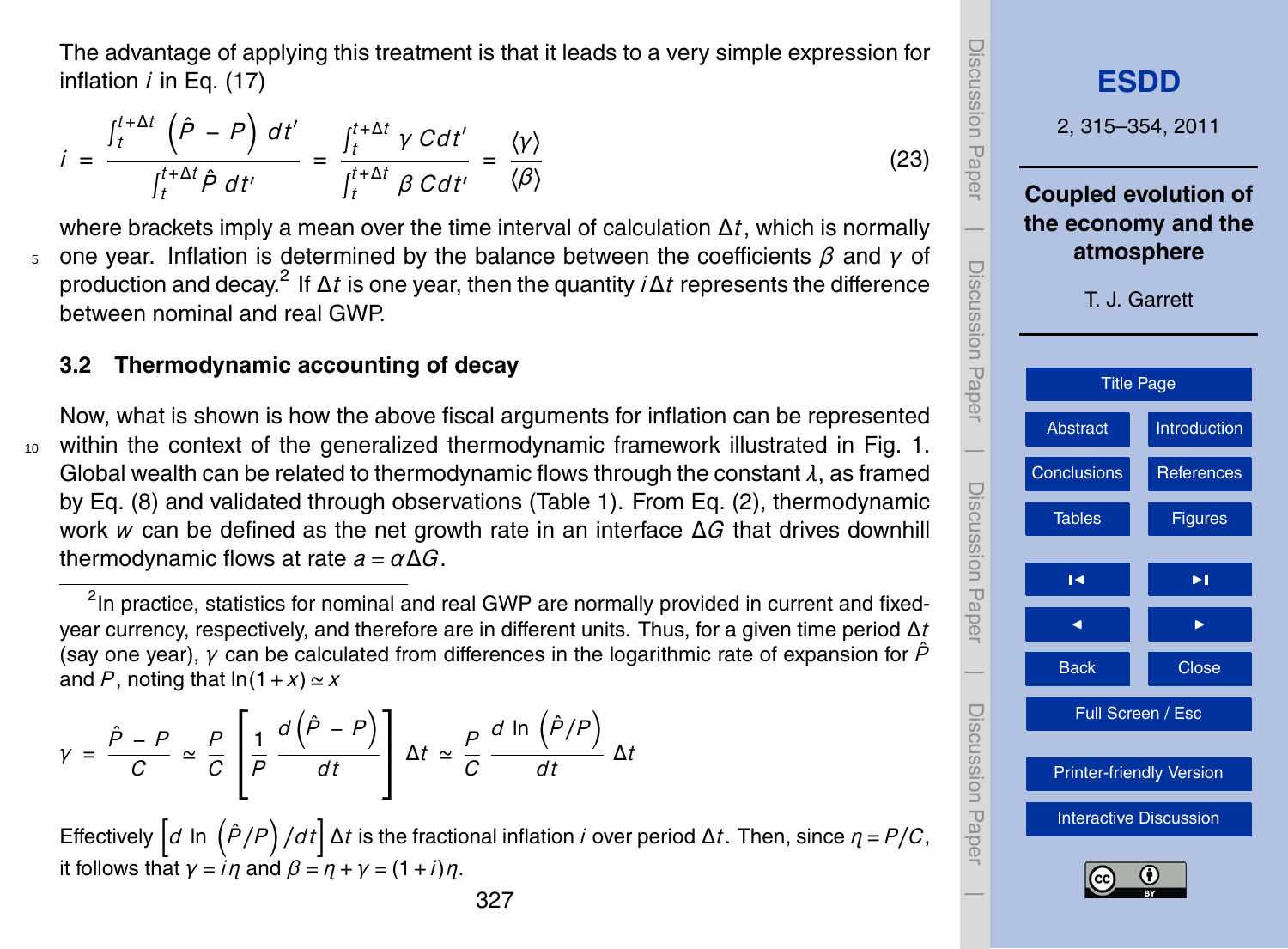The advantage of applying this treatment is that it leads to a very simple expression for inflation $i$ in Eq. (17)

$$i = \frac{\int_t^{t+\Delta t} \left(\hat{P} - P\right) dt'}{\int_t^{t+\Delta t} \hat{P}\, dt'} = \frac{\int_t^{t+\Delta t} \gamma\, C dt'}{\int_t^{t+\Delta t} \beta\, C dt'} = \frac{\langle \gamma \rangle}{\langle \beta \rangle} \tag{23}$$

where brackets imply a mean over the time interval of calculation $\Delta t$, which is normally one year. Inflation is determined by the balance between the coefficients $\beta$ and $\gamma$ of production and decay.[2] If $\Delta t$ is one year, then the quantity $i\Delta t$ represents the difference between nominal and real GWP.

### 3.2 Thermodynamic accounting of decay

Now, what is shown is how the above fiscal arguments for inflation can be represented within the context of the generalized thermodynamic framework illustrated in Fig. 1. Global wealth can be related to thermodynamic flows through the constant $\lambda$, as framed by Eq. (8) and validated through observations (Table 1). From Eq. (2), thermodynamic work $w$ can be defined as the net growth rate in an interface $\Delta G$ that drives downhill thermodynamic flows at rate $a = \alpha \Delta G$.

---

[2] In practice, statistics for nominal and real GWP are normally provided in current and fixed-year currency, respectively, and therefore are in different units. Thus, for a given time period $\Delta t$ (say one year), $\gamma$ can be calculated from differences in the logarithmic rate of expansion for $\hat{P}$ and $P$, noting that $\ln(1+x) \simeq x$

$$\gamma = \frac{\hat{P} - P}{C} \simeq \frac{P}{C} \left[ \frac{1}{P} \frac{d\left(\hat{P} - P\right)}{dt} \right] \Delta t \simeq \frac{P}{C} \frac{d \ln \left(\hat{P}/P\right)}{dt} \Delta t$$

Effectively $\left[d \ln \left(\hat{P}/P\right)/dt\right] \Delta t$ is the fractional inflation $i$ over period $\Delta t$. Then, since $\eta = P/C$, it follows that $\gamma = i\eta$ and $\beta = \eta + \gamma = (1+i)\eta$.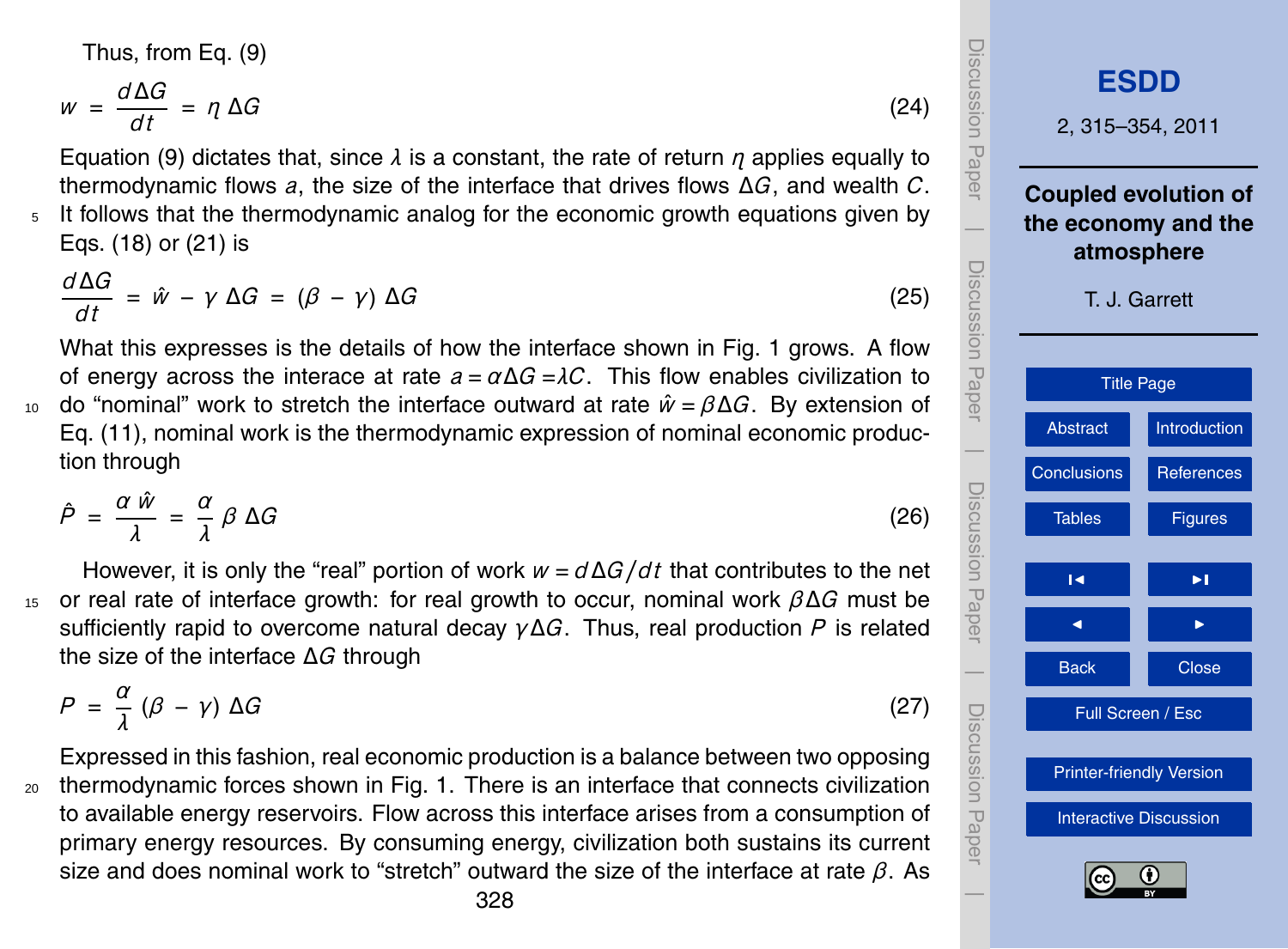Thus, from Eq. (9)

$$w = \frac{d\Delta G}{dt} = \eta\,\Delta G \tag{24}$$

Equation (9) dictates that, since $\lambda$ is a constant, the rate of return $\eta$ applies equally to thermodynamic flows $a$, the size of the interface that drives flows $\Delta G$, and wealth $C$. It follows that the thermodynamic analog for the economic growth equations given by Eqs. (18) or (21) is

$$\frac{d\Delta G}{dt} = \hat{w} - \gamma\,\Delta G = (\beta - \gamma)\,\Delta G \tag{25}$$

What this expresses is the details of how the interface shown in Fig. 1 grows. A flow of energy across the interace at rate $a = \alpha\Delta G = \lambda C$. This flow enables civilization to do "nominal" work to stretch the interface outward at rate $\hat{w} = \beta\Delta G$. By extension of Eq. (11), nominal work is the thermodynamic expression of nominal economic production through

$$\hat{P} = \frac{\alpha\,\hat{w}}{\lambda} = \frac{\alpha}{\lambda}\,\beta\,\Delta G \tag{26}$$

However, it is only the "real" portion of work $w = d\Delta G/dt$ that contributes to the net or real rate of interface growth: for real growth to occur, nominal work $\beta\Delta G$ must be sufficiently rapid to overcome natural decay $\gamma\Delta G$. Thus, real production $P$ is related the size of the interface $\Delta G$ through

$$P = \frac{\alpha}{\lambda}\,(\beta - \gamma)\,\Delta G \tag{27}$$

Expressed in this fashion, real economic production is a balance between two opposing thermodynamic forces shown in Fig. 1. There is an interface that connects civilization to available energy reservoirs. Flow across this interface arises from a consumption of primary energy resources. By consuming energy, civilization both sustains its current size and does nominal work to "stretch" outward the size of the interface at rate $\beta$. As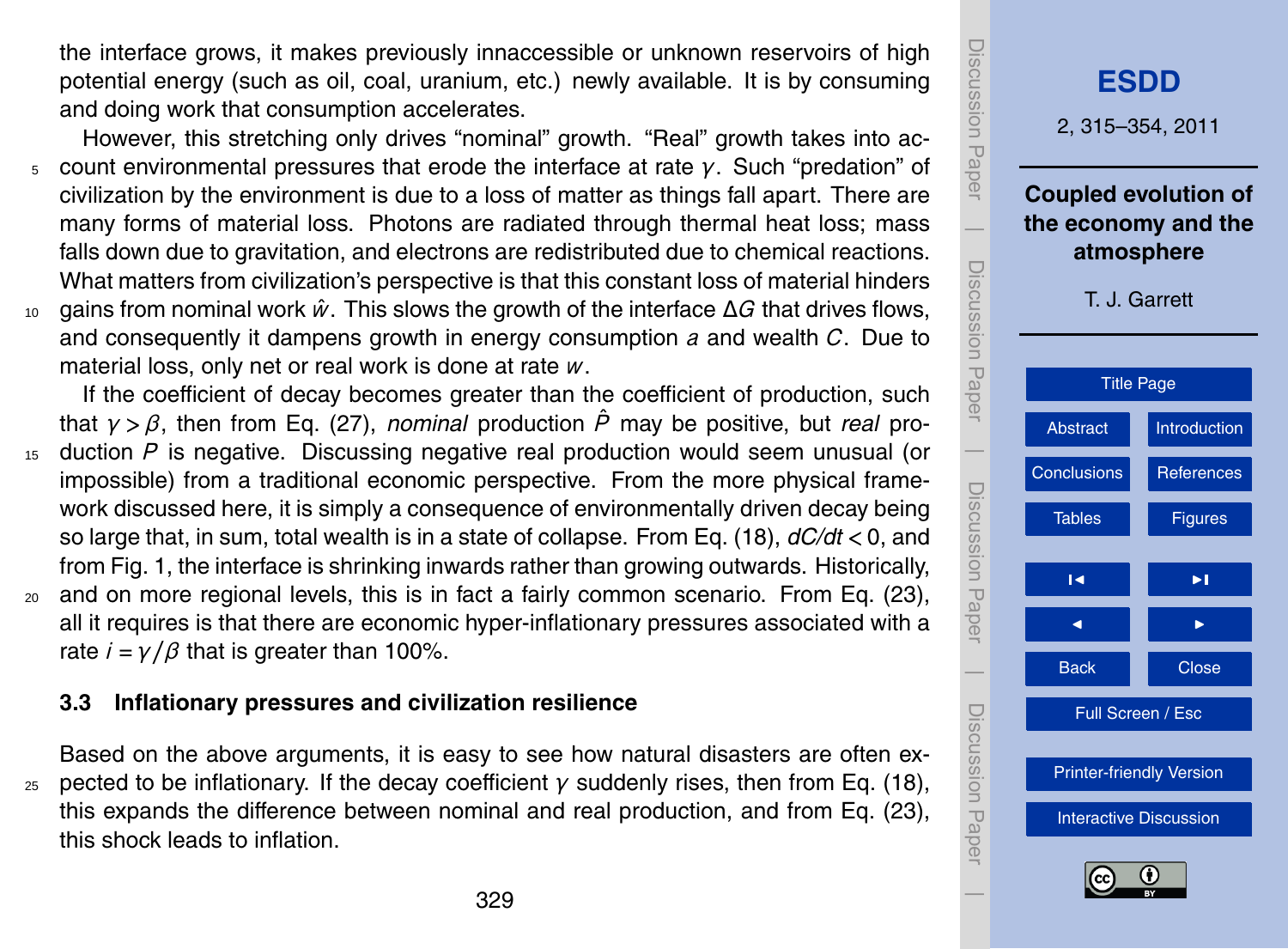the interface grows, it makes previously innaccessible or unknown reservoirs of high potential energy (such as oil, coal, uranium, etc.) newly available. It is by consuming and doing work that consumption accelerates.

However, this stretching only drives "nominal" growth. "Real" growth takes into account environmental pressures that erode the interface at rate $\gamma$. Such "predation" of civilization by the environment is due to a loss of matter as things fall apart. There are many forms of material loss. Photons are radiated through thermal heat loss; mass falls down due to gravitation, and electrons are redistributed due to chemical reactions. What matters from civilization's perspective is that this constant loss of material hinders gains from nominal work $\hat{w}$. This slows the growth of the interface $\Delta G$ that drives flows, and consequently it dampens growth in energy consumption $a$ and wealth $C$. Due to material loss, only net or real work is done at rate $w$.

If the coefficient of decay becomes greater than the coefficient of production, such that $\gamma > \beta$, then from Eq. (27), *nominal* production $\hat{P}$ may be positive, but *real* production $P$ is negative. Discussing negative real production would seem unusual (or impossible) from a traditional economic perspective. From the more physical framework discussed here, it is simply a consequence of environmentally driven decay being so large that, in sum, total wealth is in a state of collapse. From Eq. (18), $dC/dt < 0$, and from Fig. 1, the interface is shrinking inwards rather than growing outwards. Historically, and on more regional levels, this is in fact a fairly common scenario. From Eq. (23), all it requires is that there are economic hyper-inflationary pressures associated with a rate $i = \gamma/\beta$ that is greater than 100%.

### 3.3 Inflationary pressures and civilization resilience

Based on the above arguments, it is easy to see how natural disasters are often expected to be inflationary. If the decay coefficient $\gamma$ suddenly rises, then from Eq. (18), this expands the difference between nominal and real production, and from Eq. (23), this shock leads to inflation.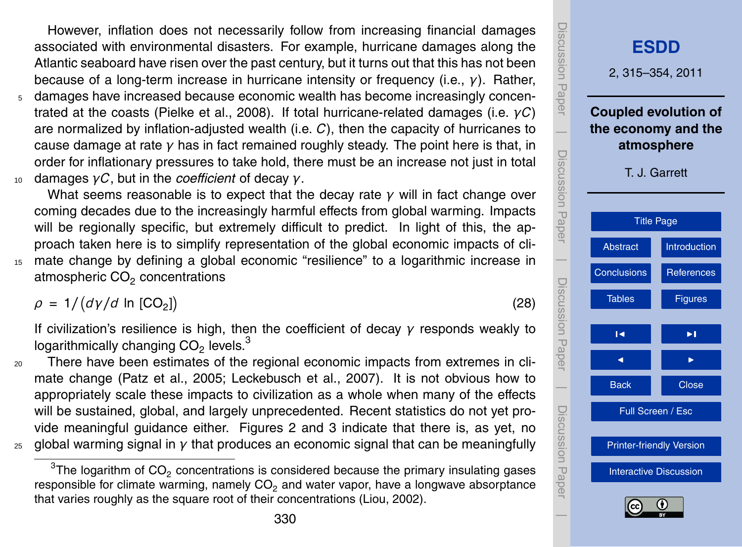However, inflation does not necessarily follow from increasing financial damages associated with environmental disasters. For example, hurricane damages along the Atlantic seaboard have risen over the past century, but it turns out that this has not been because of a long-term increase in hurricane intensity or frequency (i.e., $\gamma$). Rather, damages have increased because economic wealth has become increasingly concentrated at the coasts (Pielke et al., 2008). If total hurricane-related damages (i.e. $\gamma C$) are normalized by inflation-adjusted wealth (i.e. $C$), then the capacity of hurricanes to cause damage at rate $\gamma$ has in fact remained roughly steady. The point here is that, in order for inflationary pressures to take hold, there must be an increase not just in total damages $\gamma C$, but in the *coefficient* of decay $\gamma$.

What seems reasonable is to expect that the decay rate $\gamma$ will in fact change over coming decades due to the increasingly harmful effects from global warming. Impacts will be regionally specific, but extremely difficult to predict. In light of this, the approach taken here is to simplify representation of the global economic impacts of climate change by defining a global economic "resilience" to a logarithmic increase in atmospheric $CO_2$ concentrations

$$\rho = 1/\left(d\gamma/d\ \ln\,[CO_2]\right) \tag{28}$$

If civilization's resilience is high, then the coefficient of decay $\gamma$ responds weakly to logarithmically changing $CO_2$ levels.[3]

There have been estimates of the regional economic impacts from extremes in climate change (Patz et al., 2005; Leckebusch et al., 2007). It is not obvious how to appropriately scale these impacts to civilization as a whole when many of the effects will be sustained, global, and largely unprecedented. Recent statistics do not yet provide meaningful guidance either. Figures 2 and 3 indicate that there is, as yet, no global warming signal in $\gamma$ that produces an economic signal that can be meaningfully

[3] The logarithm of $CO_2$ concentrations is considered because the primary insulating gases responsible for climate warming, namely $CO_2$ and water vapor, have a longwave absorptance that varies roughly as the square root of their concentrations (Liou, 2002).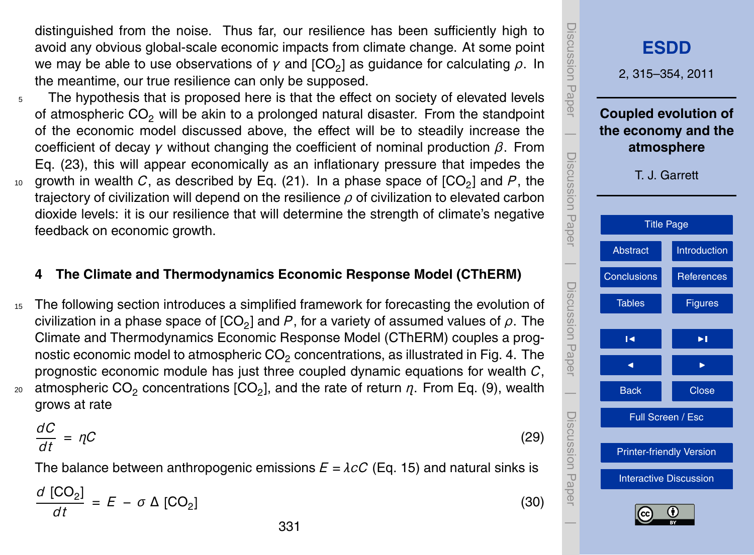distinguished from the noise. Thus far, our resilience has been sufficiently high to avoid any obvious global-scale economic impacts from climate change. At some point we may be able to use observations of $\gamma$ and $[CO_2]$ as guidance for calculating $\rho$. In the meantime, our true resilience can only be supposed.

The hypothesis that is proposed here is that the effect on society of elevated levels of atmospheric $CO_2$ will be akin to a prolonged natural disaster. From the standpoint of the economic model discussed above, the effect will be to steadily increase the coefficient of decay $\gamma$ without changing the coefficient of nominal production $\beta$. From Eq. (23), this will appear economically as an inflationary pressure that impedes the growth in wealth $C$, as described by Eq. (21). In a phase space of $[CO_2]$ and $P$, the trajectory of civilization will depend on the resilience $\rho$ of civilization to elevated carbon dioxide levels: it is our resilience that will determine the strength of climate's negative feedback on economic growth.

## 4 The Climate and Thermodynamics Economic Response Model (CThERM)

The following section introduces a simplified framework for forecasting the evolution of civilization in a phase space of $[CO_2]$ and $P$, for a variety of assumed values of $\rho$. The Climate and Thermodynamics Economic Response Model (CThERM) couples a prognostic economic model to atmospheric $CO_2$ concentrations, as illustrated in Fig. 4. The prognostic economic module has just three coupled dynamic equations for wealth $C$, atmospheric $CO_2$ concentrations $[CO_2]$, and the rate of return $\eta$. From Eq. (9), wealth grows at rate

$$\frac{dC}{dt} = \eta C \tag{29}$$

The balance between anthropogenic emissions $E = \lambda c C$ (Eq. 15) and natural sinks is

$$\frac{d\,[CO_2]}{dt} = E - \sigma\,\Delta\,[CO_2] \tag{30}$$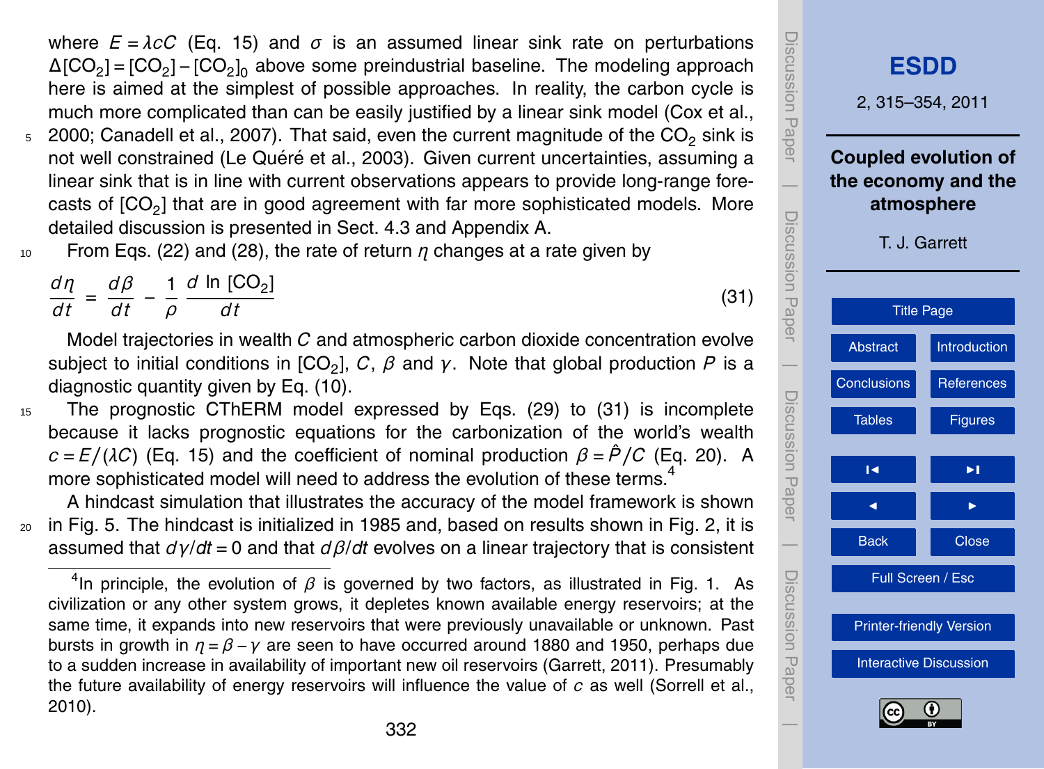where $E = \lambda c C$ (Eq. 15) and $\sigma$ is an assumed linear sink rate on perturbations $\Delta[CO_2] = [CO_2] - [CO_2]_0$ above some preindustrial baseline. The modeling approach here is aimed at the simplest of possible approaches. In reality, the carbon cycle is much more complicated than can be easily justified by a linear sink model (Cox et al., 2000; Canadell et al., 2007). That said, even the current magnitude of the $CO_2$ sink is not well constrained (Le Quéré et al., 2003). Given current uncertainties, assuming a linear sink that is in line with current observations appears to provide long-range forecasts of $[CO_2]$ that are in good agreement with far more sophisticated models. More detailed discussion is presented in Sect. 4.3 and Appendix A.

From Eqs. (22) and (28), the rate of return $\eta$ changes at a rate given by

$$\frac{d\eta}{dt} = \frac{d\beta}{dt} - \frac{1}{\rho}\frac{d \ln [CO_2]}{dt} \tag{31}$$

Model trajectories in wealth $C$ and atmospheric carbon dioxide concentration evolve subject to initial conditions in $[CO_2]$, $C$, $\beta$ and $\gamma$. Note that global production $P$ is a diagnostic quantity given by Eq. (10).

The prognostic CThERM model expressed by Eqs. (29) to (31) is incomplete because it lacks prognostic equations for the carbonization of the world's wealth $c = E/(\lambda C)$ (Eq. 15) and the coefficient of nominal production $\beta = \hat{P}/C$ (Eq. 20). A more sophisticated model will need to address the evolution of these terms.[4]

A hindcast simulation that illustrates the accuracy of the model framework is shown in Fig. 5. The hindcast is initialized in 1985 and, based on results shown in Fig. 2, it is assumed that $d\gamma/dt = 0$ and that $d\beta/dt$ evolves on a linear trajectory that is consistent

---

[4] In principle, the evolution of $\beta$ is governed by two factors, as illustrated in Fig. 1. As civilization or any other system grows, it depletes known available energy reservoirs; at the same time, it expands into new reservoirs that were previously unavailable or unknown. Past bursts in growth in $\eta = \beta - \gamma$ are seen to have occurred around 1880 and 1950, perhaps due to a sudden increase in availability of important new oil reservoirs (Garrett, 2011). Presumably the future availability of energy reservoirs will influence the value of $c$ as well (Sorrell et al., 2010).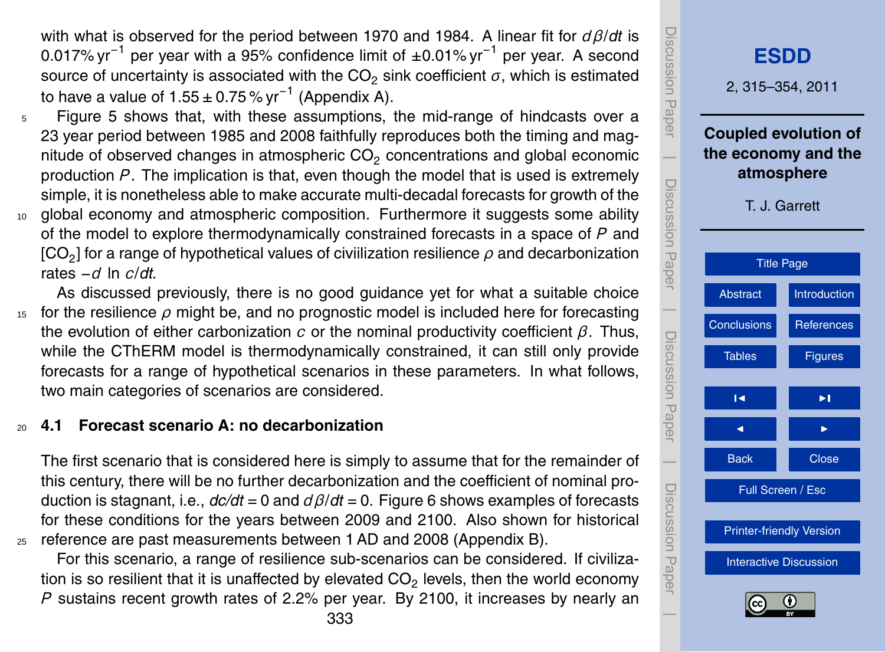with what is observed for the period between 1970 and 1984. A linear fit for $d\beta/dt$ is $0.017\%\,\mathrm{yr}^{-1}$ per year with a 95% confidence limit of $\pm 0.01\%\,\mathrm{yr}^{-1}$ per year. A second source of uncertainty is associated with the $CO_2$ sink coefficient $\sigma$, which is estimated to have a value of $1.55 \pm 0.75\,\%\,\mathrm{yr}^{-1}$ (Appendix A).

Figure 5 shows that, with these assumptions, the mid-range of hindcasts over a 23 year period between 1985 and 2008 faithfully reproduces both the timing and magnitude of observed changes in atmospheric $CO_2$ concentrations and global economic production $P$. The implication is that, even though the model that is used is extremely simple, it is nonetheless able to make accurate multi-decadal forecasts for growth of the global economy and atmospheric composition. Furthermore it suggests some ability of the model to explore thermodynamically constrained forecasts in a space of $P$ and $[CO_2]$ for a range of hypothetical values of civiilization resilience $\rho$ and decarbonization rates $-d\ \ln c/dt$.

As discussed previously, there is no good guidance yet for what a suitable choice for the resilience $\rho$ might be, and no prognostic model is included here for forecasting the evolution of either carbonization $c$ or the nominal productivity coefficient $\beta$. Thus, while the CThERM model is thermodynamically constrained, it can still only provide forecasts for a range of hypothetical scenarios in these parameters. In what follows, two main categories of scenarios are considered.

### 4.1 Forecast scenario A: no decarbonization

The first scenario that is considered here is simply to assume that for the remainder of this century, there will be no further decarbonization and the coefficient of nominal production is stagnant, i.e., $dc/dt = 0$ and $d\beta/dt = 0$. Figure 6 shows examples of forecasts for these conditions for the years between 2009 and 2100. Also shown for historical reference are past measurements between 1 AD and 2008 (Appendix B).

For this scenario, a range of resilience sub-scenarios can be considered. If civilization is so resilient that it is unaffected by elevated $CO_2$ levels, then the world economy $P$ sustains recent growth rates of 2.2% per year. By 2100, it increases by nearly an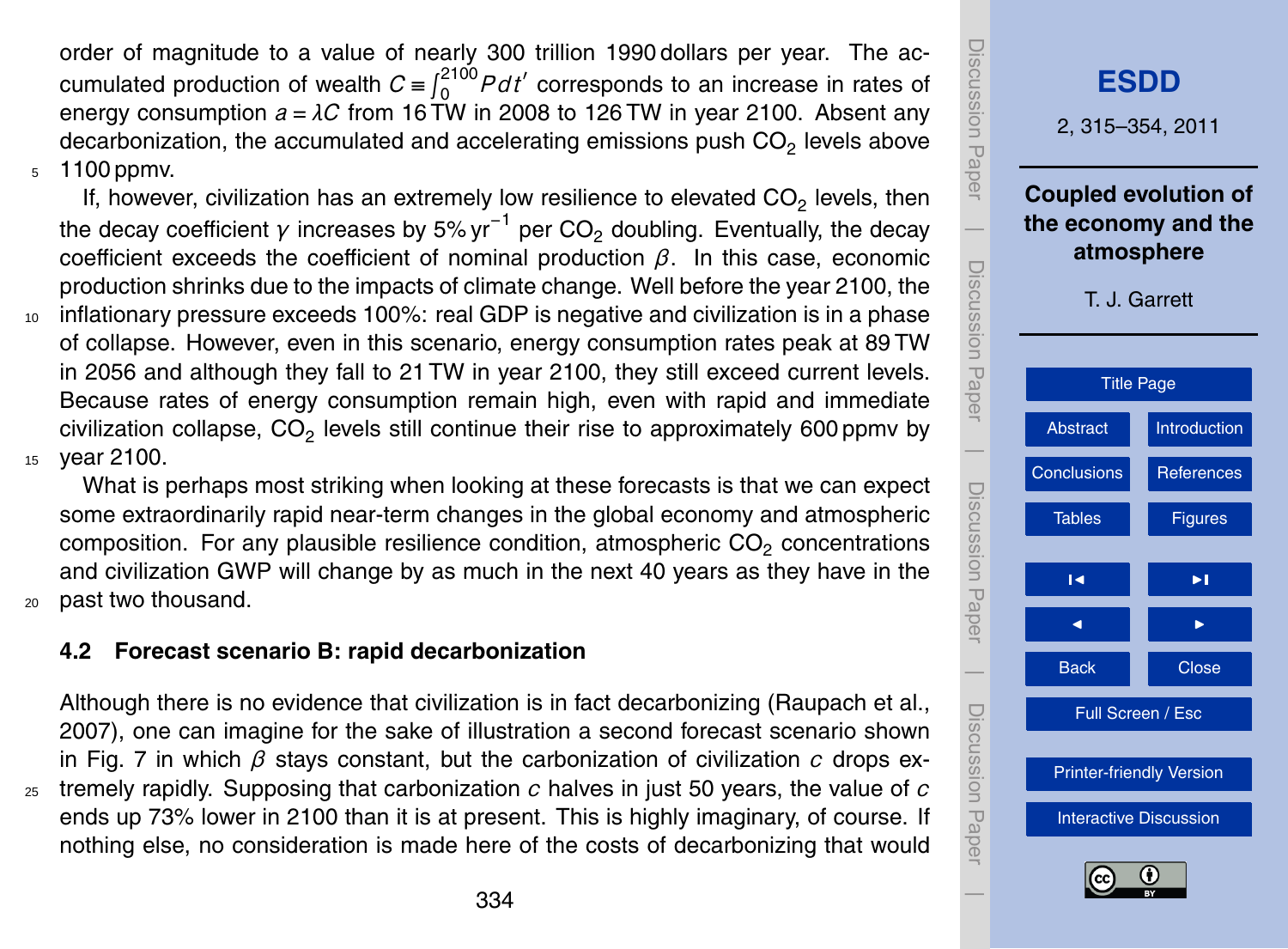order of magnitude to a value of nearly 300 trillion 1990 dollars per year. The accumulated production of wealth $C \equiv \int_0^{2100} P dt'$ corresponds to an increase in rates of energy consumption $a = \lambda C$ from 16 TW in 2008 to 126 TW in year 2100. Absent any decarbonization, the accumulated and accelerating emissions push $CO_2$ levels above 1100 ppmv.

If, however, civilization has an extremely low resilience to elevated $CO_2$ levels, then the decay coefficient $\gamma$ increases by 5% $yr^{-1}$ per $CO_2$ doubling. Eventually, the decay coefficient exceeds the coefficient of nominal production $\beta$. In this case, economic production shrinks due to the impacts of climate change. Well before the year 2100, the inflationary pressure exceeds 100%: real GDP is negative and civilization is in a phase of collapse. However, even in this scenario, energy consumption rates peak at 89 TW in 2056 and although they fall to 21 TW in year 2100, they still exceed current levels. Because rates of energy consumption remain high, even with rapid and immediate civilization collapse, $CO_2$ levels still continue their rise to approximately 600 ppmv by year 2100.

What is perhaps most striking when looking at these forecasts is that we can expect some extraordinarily rapid near-term changes in the global economy and atmospheric composition. For any plausible resilience condition, atmospheric $CO_2$ concentrations and civilization GWP will change by as much in the next 40 years as they have in the past two thousand.

### 4.2 Forecast scenario B: rapid decarbonization

Although there is no evidence that civilization is in fact decarbonizing (Raupach et al., 2007), one can imagine for the sake of illustration a second forecast scenario shown in Fig. 7 in which $\beta$ stays constant, but the carbonization of civilization $c$ drops extremely rapidly. Supposing that carbonization $c$ halves in just 50 years, the value of $c$ ends up 73% lower in 2100 than it is at present. This is highly imaginary, of course. If nothing else, no consideration is made here of the costs of decarbonizing that would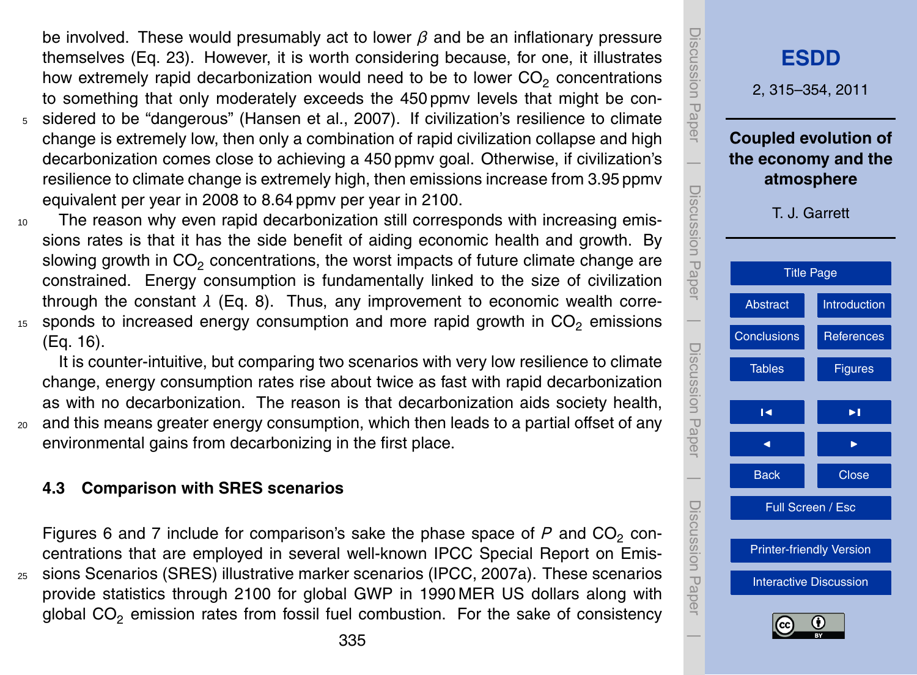be involved. These would presumably act to lower $\beta$ and be an inflationary pressure themselves (Eq. 23). However, it is worth considering because, for one, it illustrates how extremely rapid decarbonization would need to be to lower $CO_2$ concentrations to something that only moderately exceeds the 450 ppmv levels that might be considered to be "dangerous" (Hansen et al., 2007). If civilization's resilience to climate change is extremely low, then only a combination of rapid civilization collapse and high decarbonization comes close to achieving a 450 ppmv goal. Otherwise, if civilization's resilience to climate change is extremely high, then emissions increase from 3.95 ppmv equivalent per year in 2008 to 8.64 ppmv per year in 2100.

The reason why even rapid decarbonization still corresponds with increasing emissions rates is that it has the side benefit of aiding economic health and growth. By slowing growth in $CO_2$ concentrations, the worst impacts of future climate change are constrained. Energy consumption is fundamentally linked to the size of civilization through the constant $\lambda$ (Eq. 8). Thus, any improvement to economic wealth corresponds to increased energy consumption and more rapid growth in $CO_2$ emissions (Eq. 16).

It is counter-intuitive, but comparing two scenarios with very low resilience to climate change, energy consumption rates rise about twice as fast with rapid decarbonization as with no decarbonization. The reason is that decarbonization aids society health, and this means greater energy consumption, which then leads to a partial offset of any environmental gains from decarbonizing in the first place.

### 4.3 Comparison with SRES scenarios

Figures 6 and 7 include for comparison's sake the phase space of $P$ and $CO_2$ concentrations that are employed in several well-known IPCC Special Report on Emissions Scenarios (SRES) illustrative marker scenarios (IPCC, 2007a). These scenarios provide statistics through 2100 for global GWP in 1990 MER US dollars along with global $CO_2$ emission rates from fossil fuel combustion. For the sake of consistency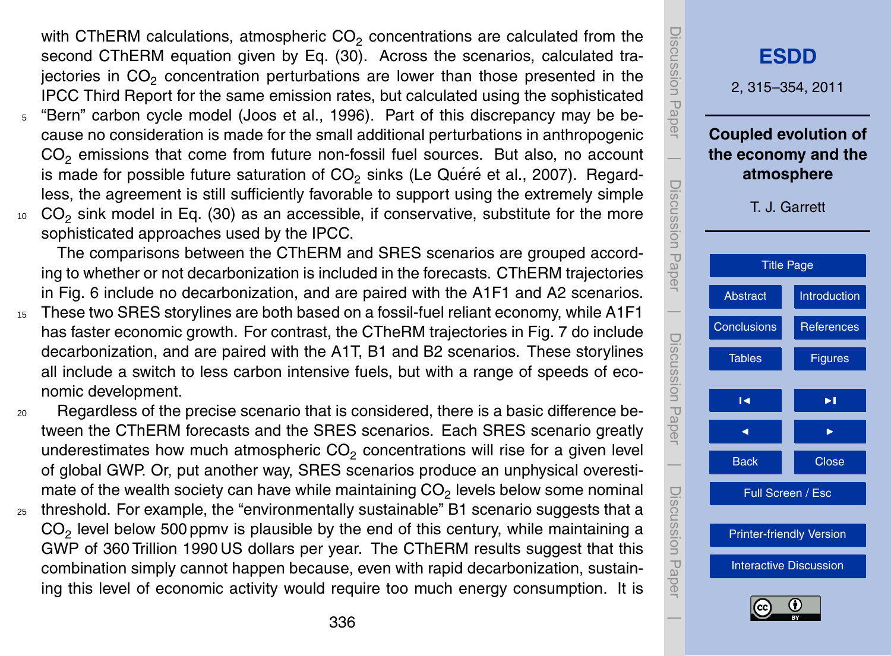with CThERM calculations, atmospheric $CO_2$ concentrations are calculated from the second CThERM equation given by Eq. (30). Across the scenarios, calculated trajectories in $CO_2$ concentration perturbations are lower than those presented in the IPCC Third Report for the same emission rates, but calculated using the sophisticated "Bern" carbon cycle model (Joos et al., 1996). Part of this discrepancy may be because no consideration is made for the small additional perturbations in anthropogenic $CO_2$ emissions that come from future non-fossil fuel sources. But also, no account is made for possible future saturation of $CO_2$ sinks (Le Quéré et al., 2007). Regardless, the agreement is still sufficiently favorable to support using the extremely simple $CO_2$ sink model in Eq. (30) as an accessible, if conservative, substitute for the more sophisticated approaches used by the IPCC.

The comparisons between the CThERM and SRES scenarios are grouped according to whether or not decarbonization is included in the forecasts. CThERM trajectories in Fig. 6 include no decarbonization, and are paired with the A1F1 and A2 scenarios. These two SRES storylines are both based on a fossil-fuel reliant economy, while A1F1 has faster economic growth. For contrast, the CTheRM trajectories in Fig. 7 do include decarbonization, and are paired with the A1T, B1 and B2 scenarios. These storylines all include a switch to less carbon intensive fuels, but with a range of speeds of economic development.

Regardless of the precise scenario that is considered, there is a basic difference between the CThERM forecasts and the SRES scenarios. Each SRES scenario greatly underestimates how much atmospheric $CO_2$ concentrations will rise for a given level of global GWP. Or, put another way, SRES scenarios produce an unphysical overestimate of the wealth society can have while maintaining $CO_2$ levels below some nominal threshold. For example, the "environmentally sustainable" B1 scenario suggests that a $CO_2$ level below 500 ppmv is plausible by the end of this century, while maintaining a GWP of 360 Trillion 1990 US dollars per year. The CThERM results suggest that this combination simply cannot happen because, even with rapid decarbonization, sustaining this level of economic activity would require too much energy consumption. It is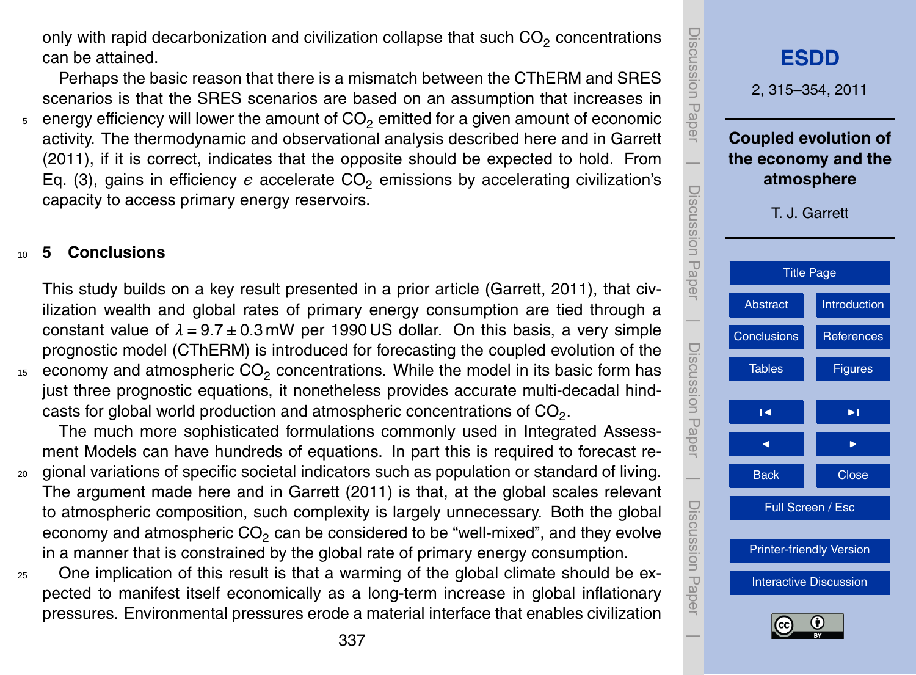only with rapid decarbonization and civilization collapse that such $CO_2$ concentrations can be attained.

Perhaps the basic reason that there is a mismatch between the CThERM and SRES scenarios is that the SRES scenarios are based on an assumption that increases in energy efficiency will lower the amount of $CO_2$ emitted for a given amount of economic activity. The thermodynamic and observational analysis described here and in Garrett (2011), if it is correct, indicates that the opposite should be expected to hold. From Eq. (3), gains in efficiency $\epsilon$ accelerate $CO_2$ emissions by accelerating civilization's capacity to access primary energy reservoirs.

## 5 Conclusions

This study builds on a key result presented in a prior article (Garrett, 2011), that civilization wealth and global rates of primary energy consumption are tied through a constant value of $\lambda = 9.7 \pm 0.3$ mW per 1990 US dollar. On this basis, a very simple prognostic model (CThERM) is introduced for forecasting the coupled evolution of the economy and atmospheric $CO_2$ concentrations. While the model in its basic form has just three prognostic equations, it nonetheless provides accurate multi-decadal hindcasts for global world production and atmospheric concentrations of $CO_2$.

The much more sophisticated formulations commonly used in Integrated Assessment Models can have hundreds of equations. In part this is required to forecast regional variations of specific societal indicators such as population or standard of living. The argument made here and in Garrett (2011) is that, at the global scales relevant to atmospheric composition, such complexity is largely unnecessary. Both the global economy and atmospheric $CO_2$ can be considered to be "well-mixed", and they evolve in a manner that is constrained by the global rate of primary energy consumption.

One implication of this result is that a warming of the global climate should be expected to manifest itself economically as a long-term increase in global inflationary pressures. Environmental pressures erode a material interface that enables civilization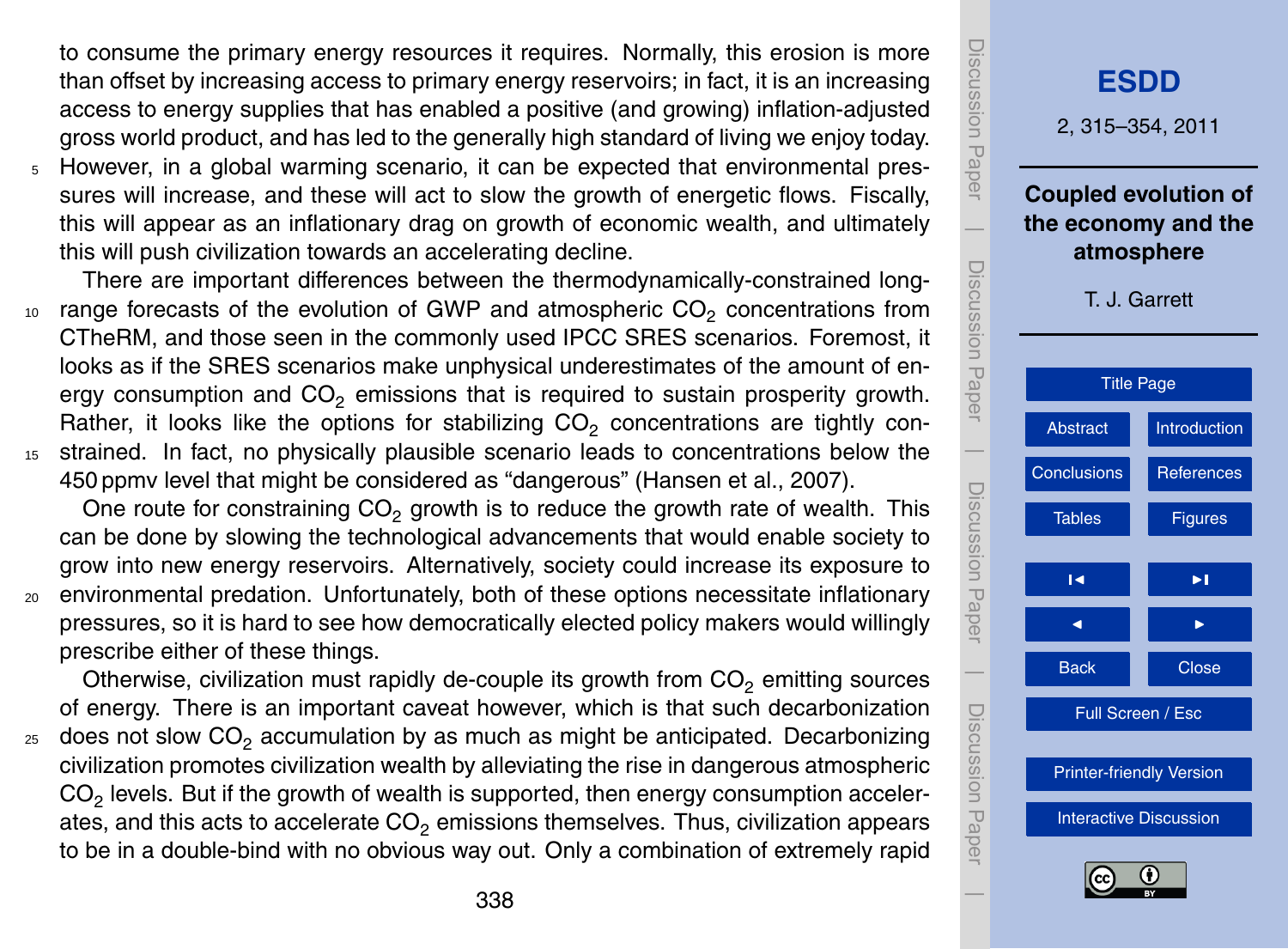to consume the primary energy resources it requires. Normally, this erosion is more than offset by increasing access to primary energy reservoirs; in fact, it is an increasing access to energy supplies that has enabled a positive (and growing) inflation-adjusted gross world product, and has led to the generally high standard of living we enjoy today. However, in a global warming scenario, it can be expected that environmental pressures will increase, and these will act to slow the growth of energetic flows. Fiscally, this will appear as an inflationary drag on growth of economic wealth, and ultimately this will push civilization towards an accelerating decline.

There are important differences between the thermodynamically-constrained long-range forecasts of the evolution of GWP and atmospheric $CO_2$ concentrations from CTheRM, and those seen in the commonly used IPCC SRES scenarios. Foremost, it looks as if the SRES scenarios make unphysical underestimates of the amount of energy consumption and $CO_2$ emissions that is required to sustain prosperity growth. Rather, it looks like the options for stabilizing $CO_2$ concentrations are tightly constrained. In fact, no physically plausible scenario leads to concentrations below the 450 ppmv level that might be considered as "dangerous" (Hansen et al., 2007).

One route for constraining $CO_2$ growth is to reduce the growth rate of wealth. This can be done by slowing the technological advancements that would enable society to grow into new energy reservoirs. Alternatively, society could increase its exposure to environmental predation. Unfortunately, both of these options necessitate inflationary pressures, so it is hard to see how democratically elected policy makers would willingly prescribe either of these things.

Otherwise, civilization must rapidly de-couple its growth from $CO_2$ emitting sources of energy. There is an important caveat however, which is that such decarbonization does not slow $CO_2$ accumulation by as much as might be anticipated. Decarbonizing civilization promotes civilization wealth by alleviating the rise in dangerous atmospheric $CO_2$ levels. But if the growth of wealth is supported, then energy consumption accelerates, and this acts to accelerate $CO_2$ emissions themselves. Thus, civilization appears to be in a double-bind with no obvious way out. Only a combination of extremely rapid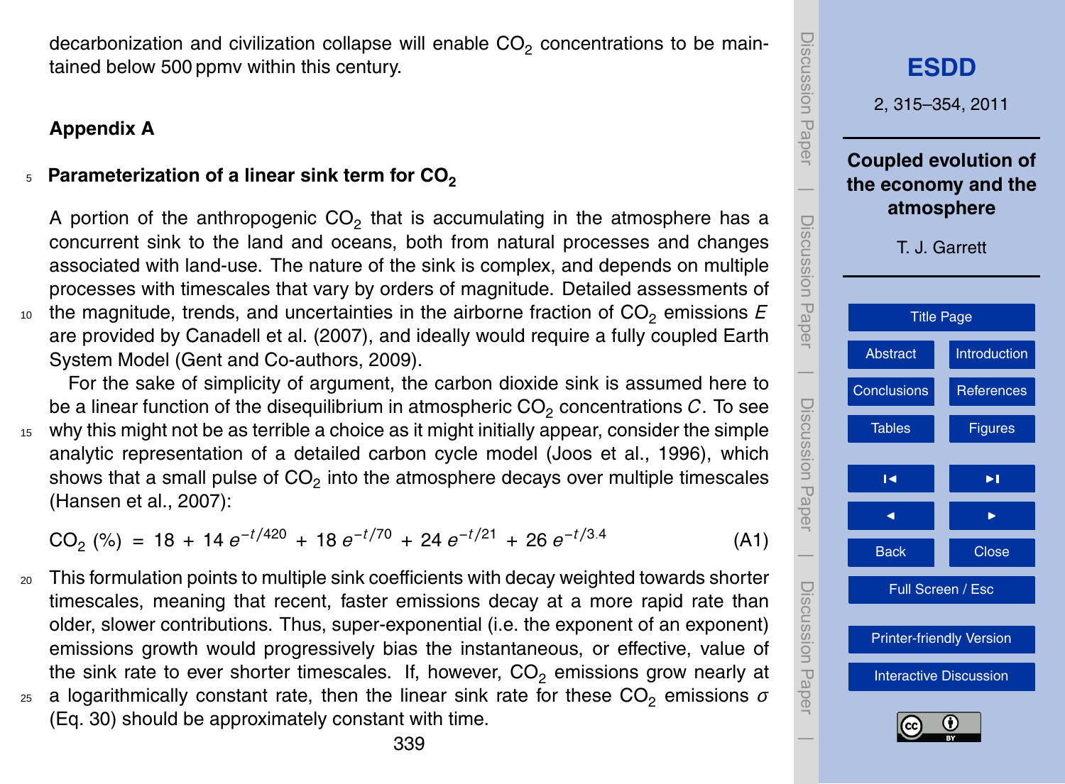decarbonization and civilization collapse will enable $CO_2$ concentrations to be maintained below 500 ppmv within this century.

## Appendix A

### Parameterization of a linear sink term for $CO_2$

A portion of the anthropogenic $CO_2$ that is accumulating in the atmosphere has a concurrent sink to the land and oceans, both from natural processes and changes associated with land-use. The nature of the sink is complex, and depends on multiple processes with timescales that vary by orders of magnitude. Detailed assessments of the magnitude, trends, and uncertainties in the airborne fraction of $CO_2$ emissions $E$ are provided by Canadell et al. (2007), and ideally would require a fully coupled Earth System Model (Gent and Co-authors, 2009).

For the sake of simplicity of argument, the carbon dioxide sink is assumed here to be a linear function of the disequilibrium in atmospheric $CO_2$ concentrations $C$. To see why this might not be as terrible a choice as it might initially appear, consider the simple analytic representation of a detailed carbon cycle model (Joos et al., 1996), which shows that a small pulse of $CO_2$ into the atmosphere decays over multiple timescales (Hansen et al., 2007):

$$CO_2\ (\%) = 18 + 14\,e^{-t/420} + 18\,e^{-t/70} + 24\,e^{-t/21} + 26\,e^{-t/3.4} \tag{A1}$$

This formulation points to multiple sink coefficients with decay weighted towards shorter timescales, meaning that recent, faster emissions decay at a more rapid rate than older, slower contributions. Thus, super-exponential (i.e. the exponent of an exponent) emissions growth would progressively bias the instantaneous, or effective, value of the sink rate to ever shorter timescales. If, however, $CO_2$ emissions grow nearly at a logarithmically constant rate, then the linear sink rate for these $CO_2$ emissions $\sigma$ (Eq. 30) should be approximately constant with time.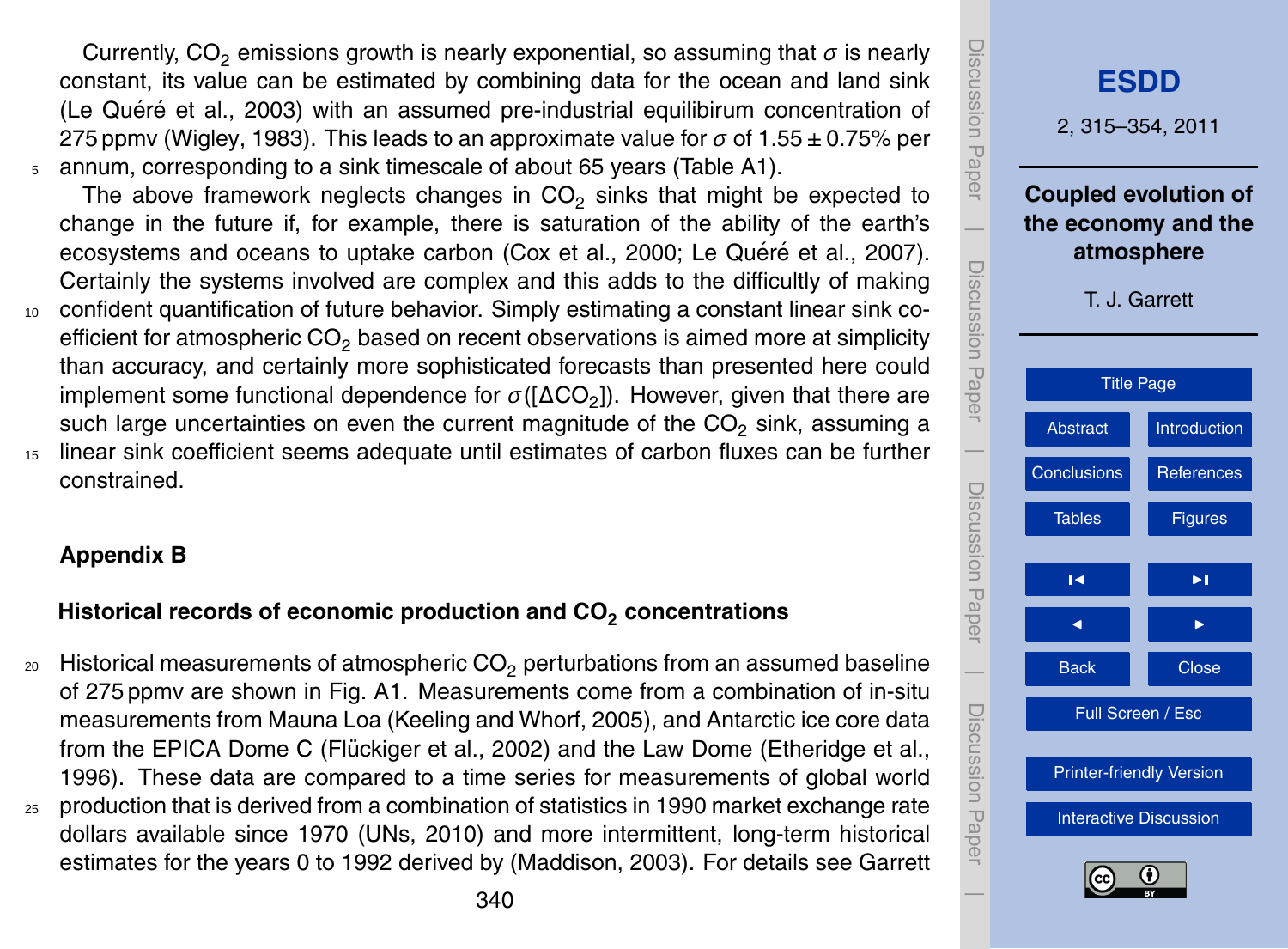Currently, $CO_2$ emissions growth is nearly exponential, so assuming that $\sigma$ is nearly constant, its value can be estimated by combining data for the ocean and land sink (Le Quéré et al., 2003) with an assumed pre-industrial equilibirum concentration of 275 ppmv (Wigley, 1983). This leads to an approximate value for $\sigma$ of $1.55 \pm 0.75\%$ per annum, corresponding to a sink timescale of about 65 years (Table A1).

The above framework neglects changes in $CO_2$ sinks that might be expected to change in the future if, for example, there is saturation of the ability of the earth's ecosystems and oceans to uptake carbon (Cox et al., 2000; Le Quéré et al., 2007). Certainly the systems involved are complex and this adds to the difficultly of making confident quantification of future behavior. Simply estimating a constant linear sink coefficient for atmospheric $CO_2$ based on recent observations is aimed more at simplicity than accuracy, and certainly more sophisticated forecasts than presented here could implement some functional dependence for $\sigma([\Delta CO_2])$. However, given that there are such large uncertainties on even the current magnitude of the $CO_2$ sink, assuming a linear sink coefficient seems adequate until estimates of carbon fluxes can be further constrained.

## Appendix B

### Historical records of economic production and $CO_2$ concentrations

Historical measurements of atmospheric $CO_2$ perturbations from an assumed baseline of 275 ppmv are shown in Fig. A1. Measurements come from a combination of in-situ measurements from Mauna Loa (Keeling and Whorf, 2005), and Antarctic ice core data from the EPICA Dome C (Flückiger et al., 2002) and the Law Dome (Etheridge et al., 1996). These data are compared to a time series for measurements of global world production that is derived from a combination of statistics in 1990 market exchange rate dollars available since 1970 (UNs, 2010) and more intermittent, long-term historical estimates for the years 0 to 1992 derived by (Maddison, 2003). For details see Garrett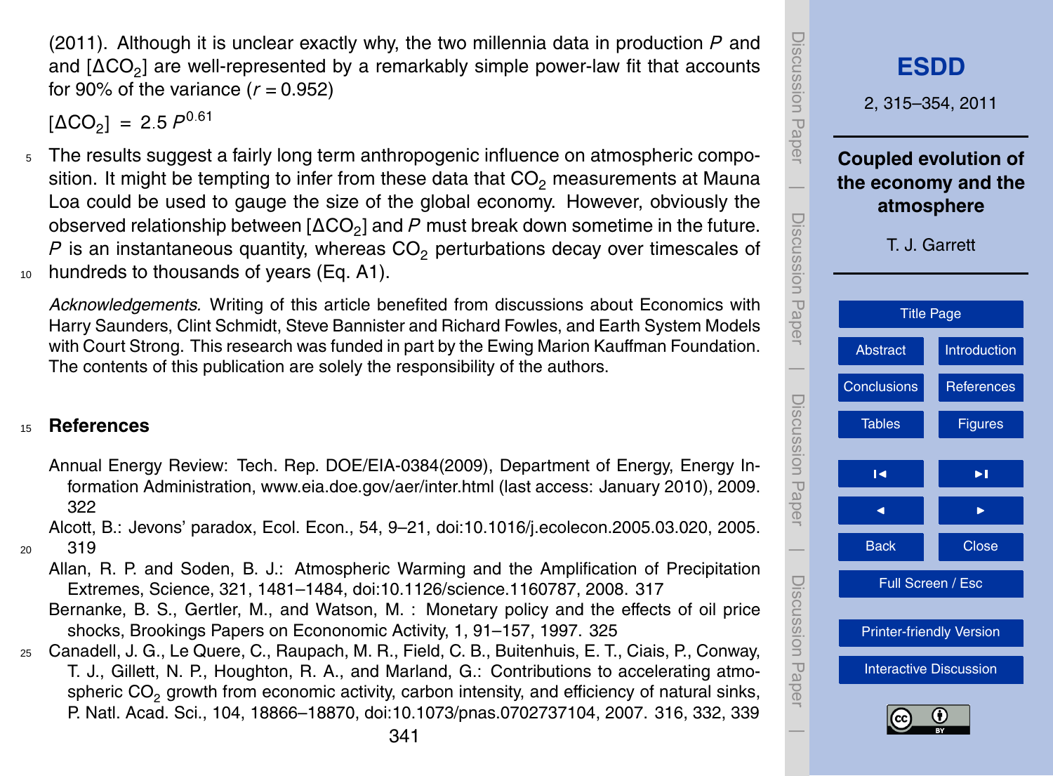(2011). Although it is unclear exactly why, the two millennia data in production $P$ and and $[\Delta CO_2]$ are well-represented by a remarkably simple power-law fit that accounts for 90% of the variance ($r = 0.952$)

$$[\Delta CO_2] = 2.5\, P^{0.61}$$

The results suggest a fairly long term anthropogenic influence on atmospheric composition. It might be tempting to infer from these data that $CO_2$ measurements at Mauna Loa could be used to gauge the size of the global economy. However, obviously the observed relationship between $[\Delta CO_2]$ and $P$ must break down sometime in the future. $P$ is an instantaneous quantity, whereas $CO_2$ perturbations decay over timescales of hundreds to thousands of years (Eq. A1).

*Acknowledgements.* Writing of this article benefited from discussions about Economics with Harry Saunders, Clint Schmidt, Steve Bannister and Richard Fowles, and Earth System Models with Court Strong. This research was funded in part by the Ewing Marion Kauffman Foundation. The contents of this publication are solely the responsibility of the authors.

## References

Annual Energy Review: Tech. Rep. DOE/EIA-0384(2009), Department of Energy, Energy Information Administration, www.eia.doe.gov/aer/inter.html (last access: January 2010), 2009. 322

Alcott, B.: Jevons' paradox, Ecol. Econ., 54, 9–21, doi:10.1016/j.ecolecon.2005.03.020, 2005. 319

Allan, R. P. and Soden, B. J.: Atmospheric Warming and the Amplification of Precipitation Extremes, Science, 321, 1481–1484, doi:10.1126/science.1160787, 2008. 317

Bernanke, B. S., Gertler, M., and Watson, M. : Monetary policy and the effects of oil price shocks, Brookings Papers on Econonomic Activity, 1, 91–157, 1997. 325

Canadell, J. G., Le Quere, C., Raupach, M. R., Field, C. B., Buitenhuis, E. T., Ciais, P., Conway, T. J., Gillett, N. P., Houghton, R. A., and Marland, G.: Contributions to accelerating atmospheric $CO_2$ growth from economic activity, carbon intensity, and efficiency of natural sinks, P. Natl. Acad. Sci., 104, 18866–18870, doi:10.1073/pnas.0702737104, 2007. 316, 332, 339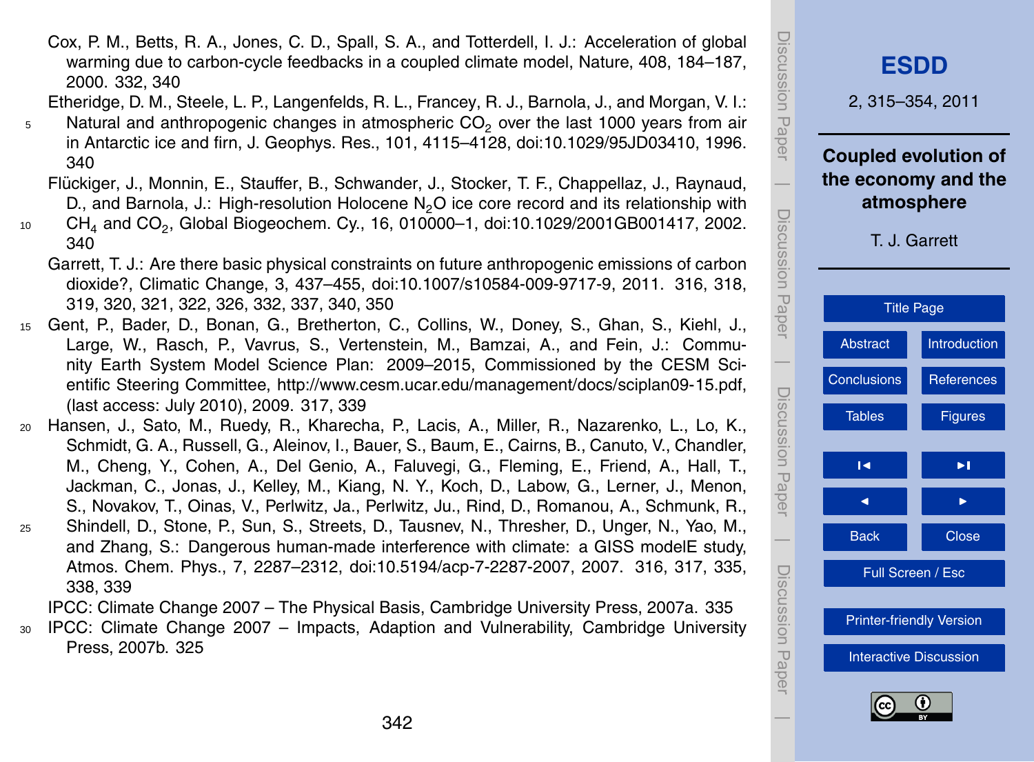Cox, P. M., Betts, R. A., Jones, C. D., Spall, S. A., and Totterdell, I. J.: Acceleration of global warming due to carbon-cycle feedbacks in a coupled climate model, Nature, 408, 184–187, 2000. 332, 340

Etheridge, D. M., Steele, L. P., Langenfelds, R. L., Francey, R. J., Barnola, J., and Morgan, V. I.: Natural and anthropogenic changes in atmospheric $CO_2$ over the last 1000 years from air in Antarctic ice and firn, J. Geophys. Res., 101, 4115–4128, doi:10.1029/95JD03410, 1996. 340

Flückiger, J., Monnin, E., Stauffer, B., Schwander, J., Stocker, T. F., Chappellaz, J., Raynaud, D., and Barnola, J.: High-resolution Holocene $N_2O$ ice core record and its relationship with $CH_4$ and $CO_2$, Global Biogeochem. Cy., 16, 010000–1, doi:10.1029/2001GB001417, 2002. 340

Garrett, T. J.: Are there basic physical constraints on future anthropogenic emissions of carbon dioxide?, Climatic Change, 3, 437–455, doi:10.1007/s10584-009-9717-9, 2011. 316, 318, 319, 320, 321, 322, 326, 332, 337, 340, 350

Gent, P., Bader, D., Bonan, G., Bretherton, C., Collins, W., Doney, S., Ghan, S., Kiehl, J., Large, W., Rasch, P., Vavrus, S., Vertenstein, M., Bamzai, A., and Fein, J.: Community Earth System Model Science Plan: 2009–2015, Commissioned by the CESM Scientific Steering Committee, http://www.cesm.ucar.edu/management/docs/sciplan09-15.pdf, (last access: July 2010), 2009. 317, 339

Hansen, J., Sato, M., Ruedy, R., Kharecha, P., Lacis, A., Miller, R., Nazarenko, L., Lo, K., Schmidt, G. A., Russell, G., Aleinov, I., Bauer, S., Baum, E., Cairns, B., Canuto, V., Chandler, M., Cheng, Y., Cohen, A., Del Genio, A., Faluvegi, G., Fleming, E., Friend, A., Hall, T., Jackman, C., Jonas, J., Kelley, M., Kiang, N. Y., Koch, D., Labow, G., Lerner, J., Menon, S., Novakov, T., Oinas, V., Perlwitz, Ja., Perlwitz, Ju., Rind, D., Romanou, A., Schmunk, R., Shindell, D., Stone, P., Sun, S., Streets, D., Tausnev, N., Thresher, D., Unger, N., Yao, M., and Zhang, S.: Dangerous human-made interference with climate: a GISS modelE study, Atmos. Chem. Phys., 7, 2287–2312, doi:10.5194/acp-7-2287-2007, 2007. 316, 317, 335, 338, 339

IPCC: Climate Change 2007 – The Physical Basis, Cambridge University Press, 2007a. 335

IPCC: Climate Change 2007 – Impacts, Adaption and Vulnerability, Cambridge University Press, 2007b. 325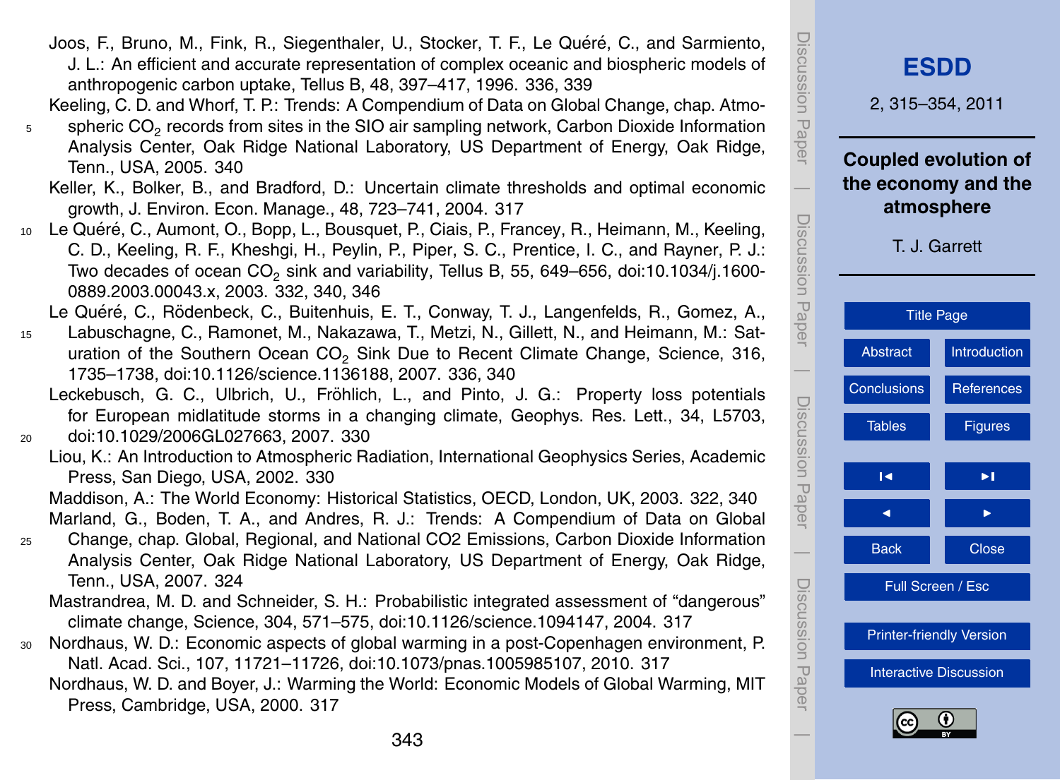Joos, F., Bruno, M., Fink, R., Siegenthaler, U., Stocker, T. F., Le Quéré, C., and Sarmiento, J. L.: An efficient and accurate representation of complex oceanic and biospheric models of anthropogenic carbon uptake, Tellus B, 48, 397–417, 1996. 336, 339

Keeling, C. D. and Whorf, T. P.: Trends: A Compendium of Data on Global Change, chap. Atmospheric $CO_2$ records from sites in the SIO air sampling network, Carbon Dioxide Information Analysis Center, Oak Ridge National Laboratory, US Department of Energy, Oak Ridge, Tenn., USA, 2005. 340

Keller, K., Bolker, B., and Bradford, D.: Uncertain climate thresholds and optimal economic growth, J. Environ. Econ. Manage., 48, 723–741, 2004. 317

Le Quéré, C., Aumont, O., Bopp, L., Bousquet, P., Ciais, P., Francey, R., Heimann, M., Keeling, C. D., Keeling, R. F., Kheshgi, H., Peylin, P., Piper, S. C., Prentice, I. C., and Rayner, P. J.: Two decades of ocean $CO_2$ sink and variability, Tellus B, 55, 649–656, doi:10.1034/j.1600-0889.2003.00043.x, 2003. 332, 340, 346

Le Quéré, C., Rödenbeck, C., Buitenhuis, E. T., Conway, T. J., Langenfelds, R., Gomez, A., Labuschagne, C., Ramonet, M., Nakazawa, T., Metzi, N., Gillett, N., and Heimann, M.: Saturation of the Southern Ocean $CO_2$ Sink Due to Recent Climate Change, Science, 316, 1735–1738, doi:10.1126/science.1136188, 2007. 336, 340

Leckebusch, G. C., Ulbrich, U., Fröhlich, L., and Pinto, J. G.: Property loss potentials for European midlatitude storms in a changing climate, Geophys. Res. Lett., 34, L5703, doi:10.1029/2006GL027663, 2007. 330

Liou, K.: An Introduction to Atmospheric Radiation, International Geophysics Series, Academic Press, San Diego, USA, 2002. 330

Maddison, A.: The World Economy: Historical Statistics, OECD, London, UK, 2003. 322, 340

Marland, G., Boden, T. A., and Andres, R. J.: Trends: A Compendium of Data on Global Change, chap. Global, Regional, and National CO2 Emissions, Carbon Dioxide Information Analysis Center, Oak Ridge National Laboratory, US Department of Energy, Oak Ridge, Tenn., USA, 2007. 324

Mastrandrea, M. D. and Schneider, S. H.: Probabilistic integrated assessment of "dangerous" climate change, Science, 304, 571–575, doi:10.1126/science.1094147, 2004. 317

Nordhaus, W. D.: Economic aspects of global warming in a post-Copenhagen environment, P. Natl. Acad. Sci., 107, 11721–11726, doi:10.1073/pnas.1005985107, 2010. 317

Nordhaus, W. D. and Boyer, J.: Warming the World: Economic Models of Global Warming, MIT Press, Cambridge, USA, 2000. 317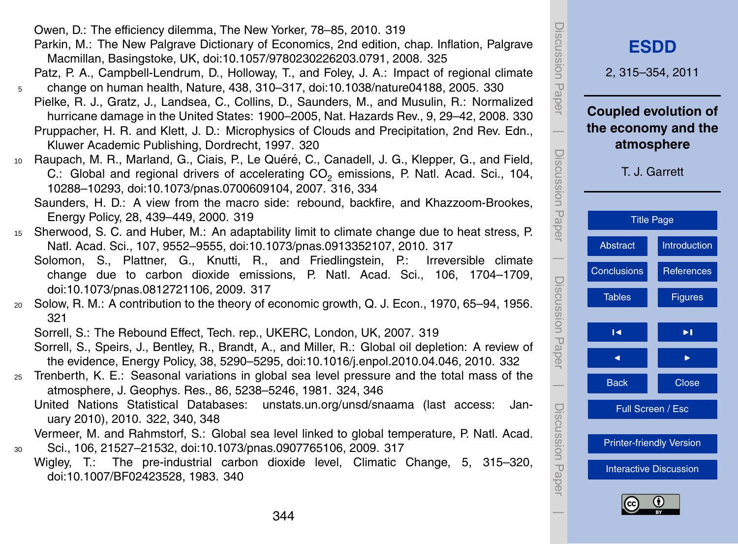Owen, D.: The efficiency dilemma, The New Yorker, 78–85, 2010. 319

Parkin, M.: The New Palgrave Dictionary of Economics, 2nd edition, chap. Inflation, Palgrave Macmillan, Basingstoke, UK, doi:10.1057/9780230226203.0791, 2008. 325

Patz, P. A., Campbell-Lendrum, D., Holloway, T., and Foley, J. A.: Impact of regional climate change on human health, Nature, 438, 310–317, doi:10.1038/nature04188, 2005. 330

Pielke, R. J., Gratz, J., Landsea, C., Collins, D., Saunders, M., and Musulin, R.: Normalized hurricane damage in the United States: 1900–2005, Nat. Hazards Rev., 9, 29–42, 2008. 330

Pruppacher, H. R. and Klett, J. D.: Microphysics of Clouds and Precipitation, 2nd Rev. Edn., Kluwer Academic Publishing, Dordrecht, 1997. 320

Raupach, M. R., Marland, G., Ciais, P., Le Quéré, C., Canadell, J. G., Klepper, G., and Field, C.: Global and regional drivers of accelerating $CO_2$ emissions, P. Natl. Acad. Sci., 104, 10288–10293, doi:10.1073/pnas.0700609104, 2007. 316, 334

Saunders, H. D.: A view from the macro side: rebound, backfire, and Khazzoom-Brookes, Energy Policy, 28, 439–449, 2000. 319

Sherwood, S. C. and Huber, M.: An adaptability limit to climate change due to heat stress, P. Natl. Acad. Sci., 107, 9552–9555, doi:10.1073/pnas.0913352107, 2010. 317

Solomon, S., Plattner, G., Knutti, R., and Friedlingstein, P.: Irreversible climate change due to carbon dioxide emissions, P. Natl. Acad. Sci., 106, 1704–1709, doi:10.1073/pnas.0812721106, 2009. 317

Solow, R. M.: A contribution to the theory of economic growth, Q. J. Econ., 1970, 65–94, 1956. 321

Sorrell, S.: The Rebound Effect, Tech. rep., UKERC, London, UK, 2007. 319

Sorrell, S., Speirs, J., Bentley, R., Brandt, A., and Miller, R.: Global oil depletion: A review of the evidence, Energy Policy, 38, 5290–5295, doi:10.1016/j.enpol.2010.04.046, 2010. 332

Trenberth, K. E.: Seasonal variations in global sea level pressure and the total mass of the atmosphere, J. Geophys. Res., 86, 5238–5246, 1981. 324, 346

United Nations Statistical Databases: unstats.un.org/unsd/snaama (last access: January 2010), 2010. 322, 340, 348

Vermeer, M. and Rahmstorf, S.: Global sea level linked to global temperature, P. Natl. Acad. Sci., 106, 21527–21532, doi:10.1073/pnas.0907765106, 2009. 317

Wigley, T.: The pre-industrial carbon dioxide level, Climatic Change, 5, 315–320, doi:10.1007/BF02423528, 1983. 340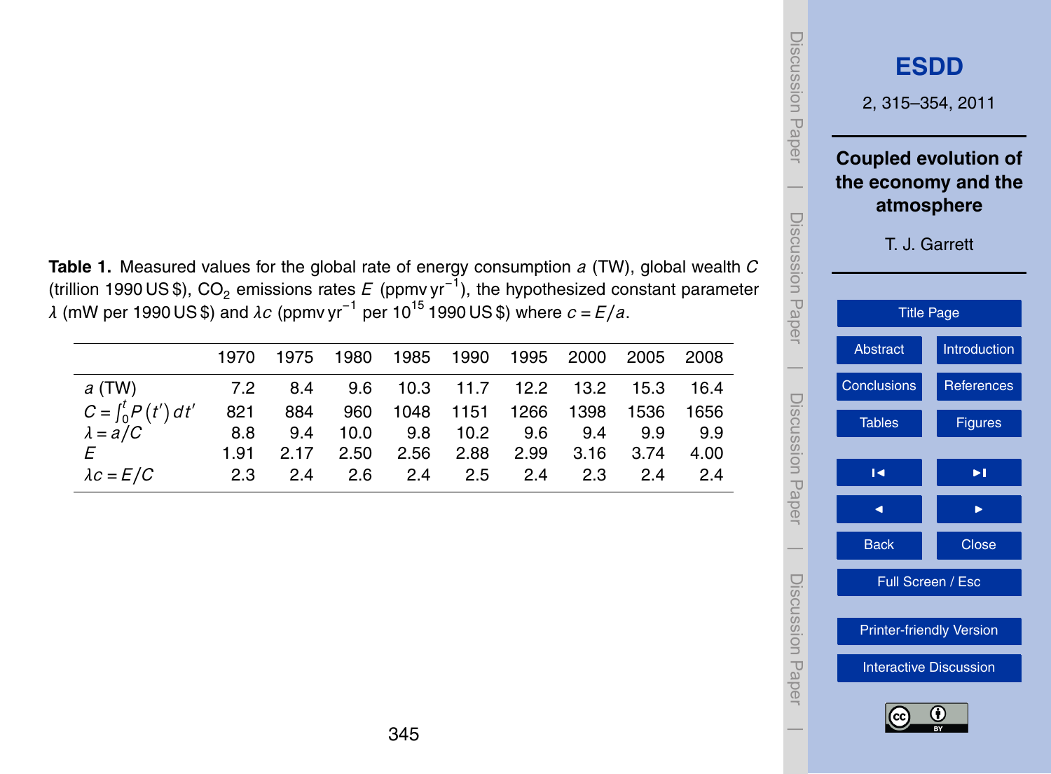**Table 1.** Measured values for the global rate of energy consumption $a$ (TW), global wealth $C$ (trillion 1990 US \$), $CO_2$ emissions rates $E$ (ppmv yr$^{-1}$), the hypothesized constant parameter $\lambda$ (mW per 1990 US \$) and $\lambda c$ (ppmv yr$^{-1}$ per $10^{15}$ 1990 US \$) where $c = E/a$.

| | 1970 | 1975 | 1980 | 1985 | 1990 | 1995 | 2000 | 2005 | 2008 |
|---|---|---|---|---|---|---|---|---|---|
| $a$ (TW) | 7.2 | 8.4 | 9.6 | 10.3 | 11.7 | 12.2 | 13.2 | 15.3 | 16.4 |
| $C = \int_0^t P(t')\,dt'$ | 821 | 884 | 960 | 1048 | 1151 | 1266 | 1398 | 1536 | 1656 |
| $\lambda = a/C$ | 8.8 | 9.4 | 10.0 | 9.8 | 10.2 | 9.6 | 9.4 | 9.9 | 9.9 |
| $E$ | 1.91 | 2.17 | 2.50 | 2.56 | 2.88 | 2.99 | 3.16 | 3.74 | 4.00 |
| $\lambda c = E/C$ | 2.3 | 2.4 | 2.6 | 2.4 | 2.5 | 2.4 | 2.3 | 2.4 | 2.4 |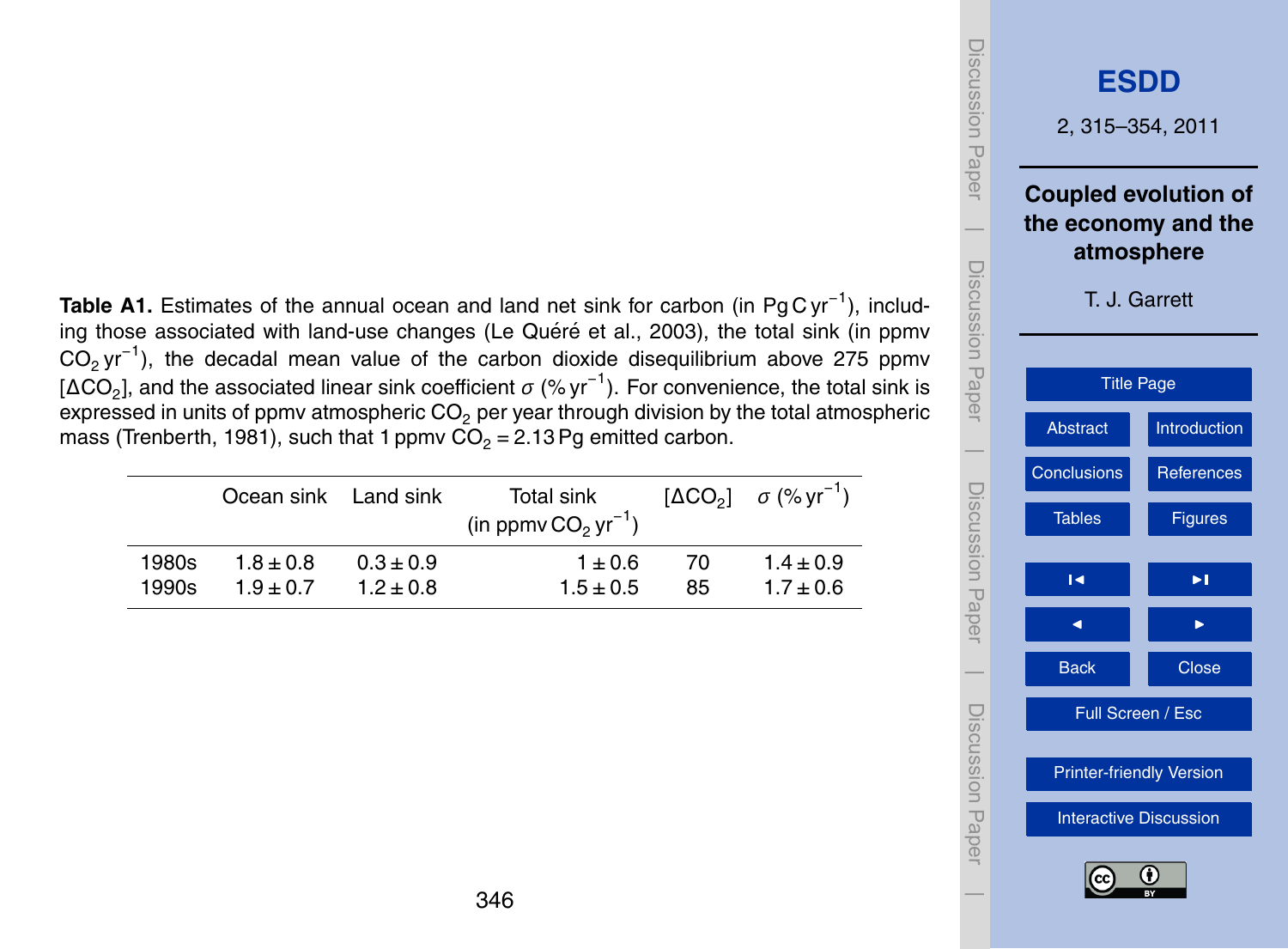**Table A1.** Estimates of the annual ocean and land net sink for carbon (in Pg C $yr^{-1}$), including those associated with land-use changes (Le Quéré et al., 2003), the total sink (in ppmv $CO_2$ $yr^{-1}$), the decadal mean value of the carbon dioxide disequilibrium above 275 ppmv [$\Delta CO_2$], and the associated linear sink coefficient $\sigma$ (% $yr^{-1}$). For convenience, the total sink is expressed in units of ppmv atmospheric $CO_2$ per year through division by the total atmospheric mass (Trenberth, 1981), such that 1 ppmv $CO_2$ = 2.13 Pg emitted carbon.

| | Ocean sink | Land sink | Total sink (in ppmv $CO_2$ $yr^{-1}$) | [$\Delta CO_2$] | $\sigma$ (% $yr^{-1}$) |
|---|---|---|---|---|---|
| 1980s | $1.8 \pm 0.8$ | $0.3 \pm 0.9$ | $1 \pm 0.6$ | 70 | $1.4 \pm 0.9$ |
| 1990s | $1.9 \pm 0.7$ | $1.2 \pm 0.8$ | $1.5 \pm 0.5$ | 85 | $1.7 \pm 0.6$ |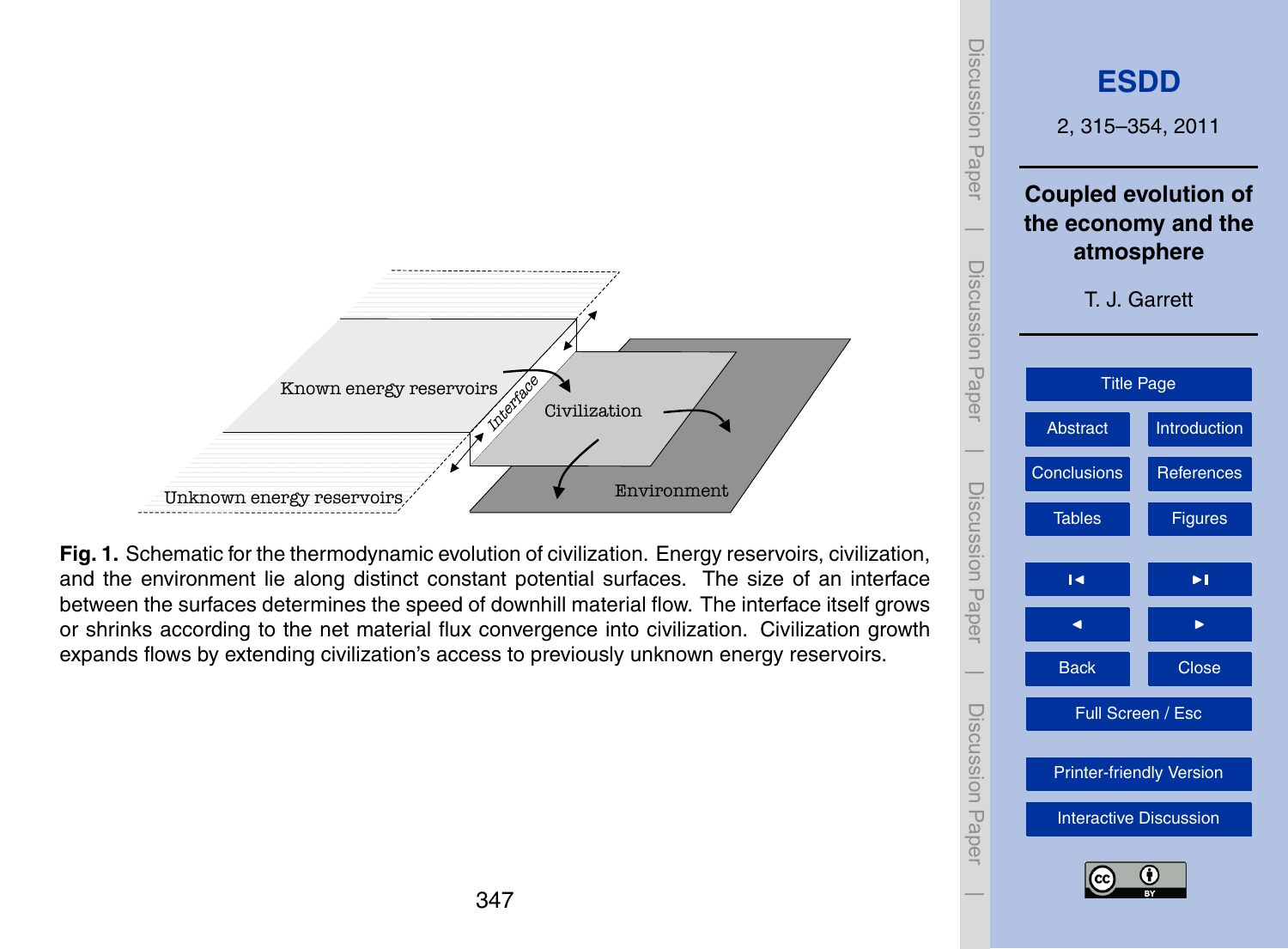**Fig. 1.** Schematic for the thermodynamic evolution of civilization. Energy reservoirs, civilization, and the environment lie along distinct constant potential surfaces. The size of an interface between the surfaces determines the speed of downhill material flow. The interface itself grows or shrinks according to the net material flux convergence into civilization. Civilization growth expands flows by extending civilization's access to previously unknown energy reservoirs.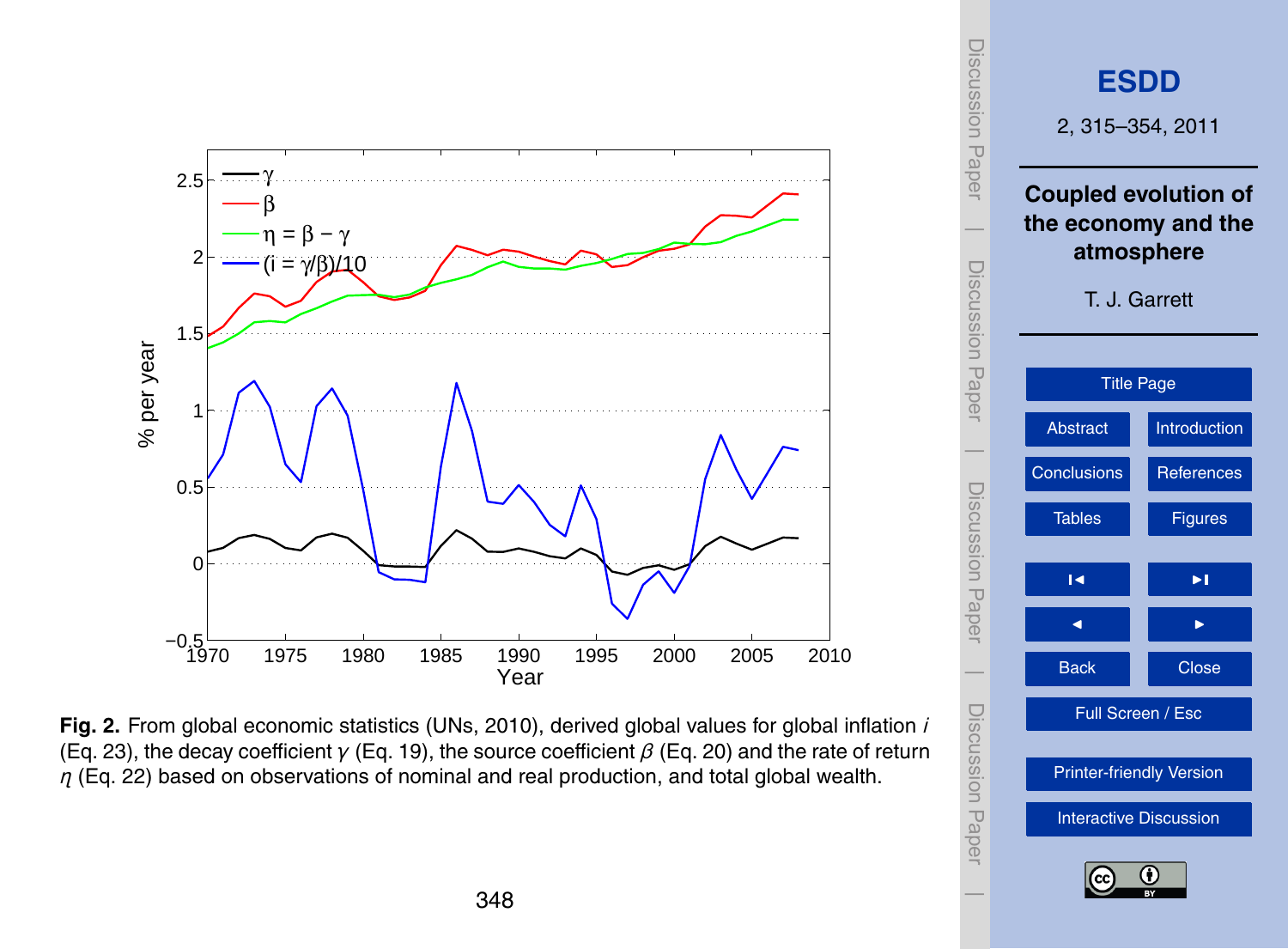**Fig. 2.** From global economic statistics (UNs, 2010), derived global values for global inflation $i$ (Eq. 23), the decay coefficient $\gamma$ (Eq. 19), the source coefficient $\beta$ (Eq. 20) and the rate of return $\eta$ (Eq. 22) based on observations of nominal and real production, and total global wealth.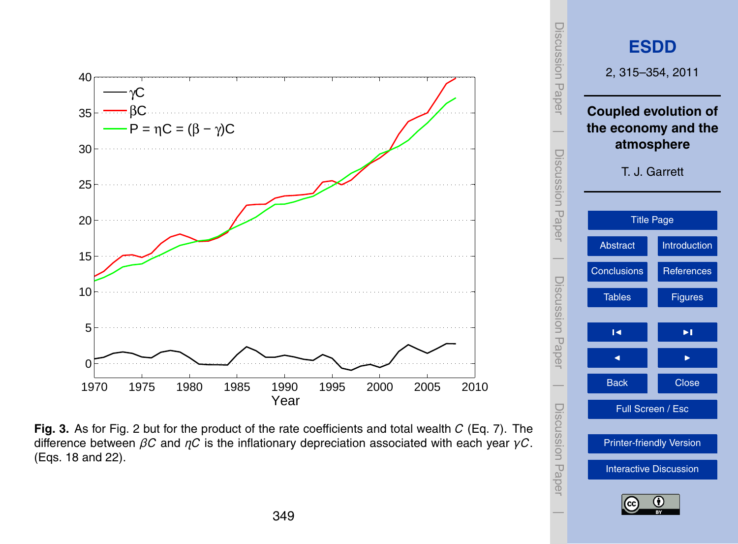**Fig. 3.** As for Fig. 2 but for the product of the rate coefficients and total wealth $C$ (Eq. 7). The difference between $\beta C$ and $\eta C$ is the inflationary depreciation associated with each year $\gamma C$. (Eqs. 18 and 22).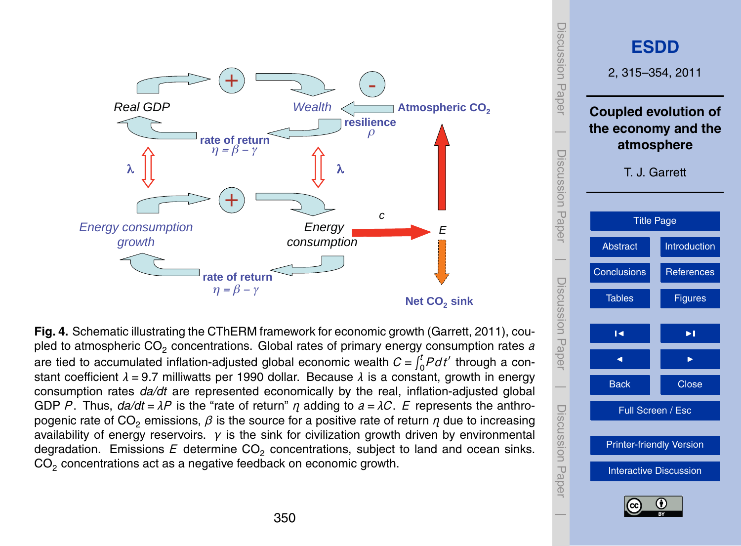**Fig. 4.** Schematic illustrating the CThERM framework for economic growth (Garrett, 2011), coupled to atmospheric $CO_2$ concentrations. Global rates of primary energy consumption rates $a$ are tied to accumulated inflation-adjusted global economic wealth $C = \int_0^t P dt'$ through a constant coefficient $\lambda = 9.7$ milliwatts per 1990 dollar. Because $\lambda$ is a constant, growth in energy consumption rates $da/dt$ are represented economically by the real, inflation-adjusted global GDP $P$. Thus, $da/dt = \lambda P$ is the "rate of return" $\eta$ adding to $a = \lambda C$. $E$ represents the anthropogenic rate of $CO_2$ emissions, $\beta$ is the source for a positive rate of return $\eta$ due to increasing availability of energy reservoirs. $\gamma$ is the sink for civilization growth driven by environmental degradation. Emissions $E$ determine $CO_2$ concentrations, subject to land and ocean sinks. $CO_2$ concentrations act as a negative feedback on economic growth.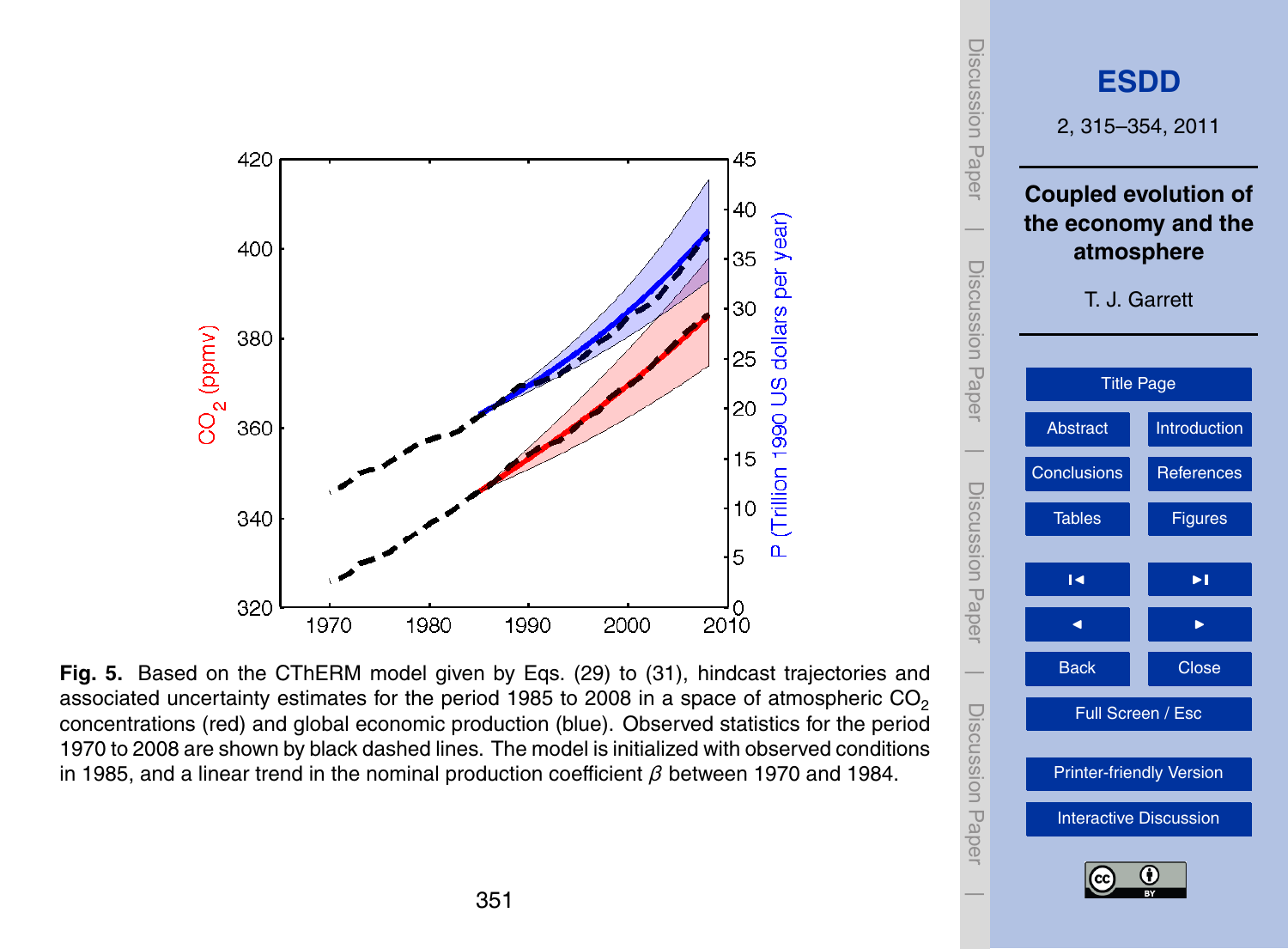**Fig. 5.** Based on the CThERM model given by Eqs. (29) to (31), hindcast trajectories and associated uncertainty estimates for the period 1985 to 2008 in a space of atmospheric $CO_2$ concentrations (red) and global economic production (blue). Observed statistics for the period 1970 to 2008 are shown by black dashed lines. The model is initialized with observed conditions in 1985, and a linear trend in the nominal production coefficient $\beta$ between 1970 and 1984.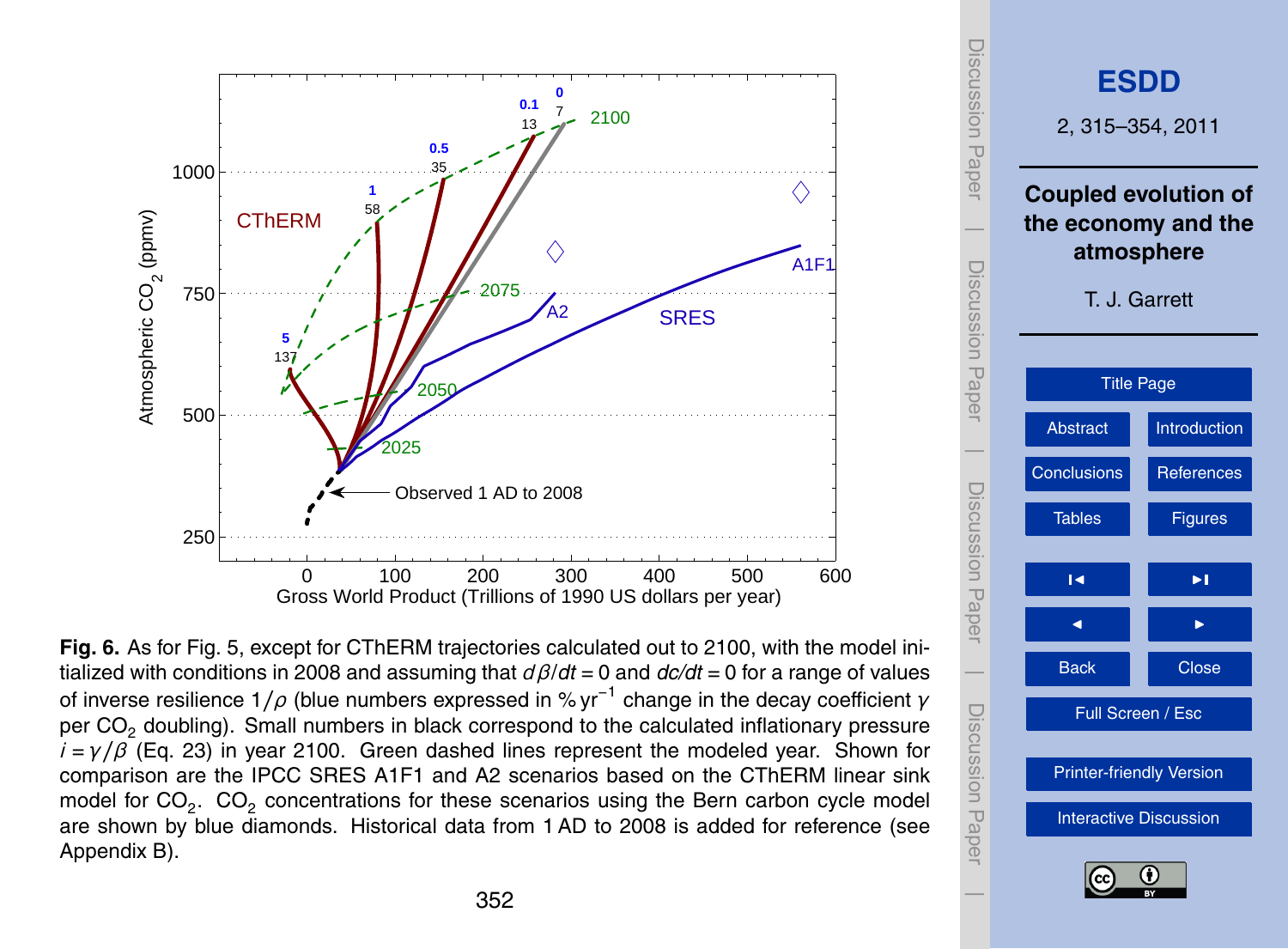**Fig. 6.** As for Fig. 5, except for CThERM trajectories calculated out to 2100, with the model initialized with conditions in 2008 and assuming that $d\beta/dt = 0$ and $dc/dt = 0$ for a range of values of inverse resilience $1/\rho$ (blue numbers expressed in % $\text{yr}^{-1}$ change in the decay coefficient $\gamma$ per $CO_2$ doubling). Small numbers in black correspond to the calculated inflationary pressure $i = \gamma/\beta$ (Eq. 23) in year 2100. Green dashed lines represent the modeled year. Shown for comparison are the IPCC SRES A1F1 and A2 scenarios based on the CThERM linear sink model for $CO_2$. $CO_2$ concentrations for these scenarios using the Bern carbon cycle model are shown by blue diamonds. Historical data from 1 AD to 2008 is added for reference (see Appendix B).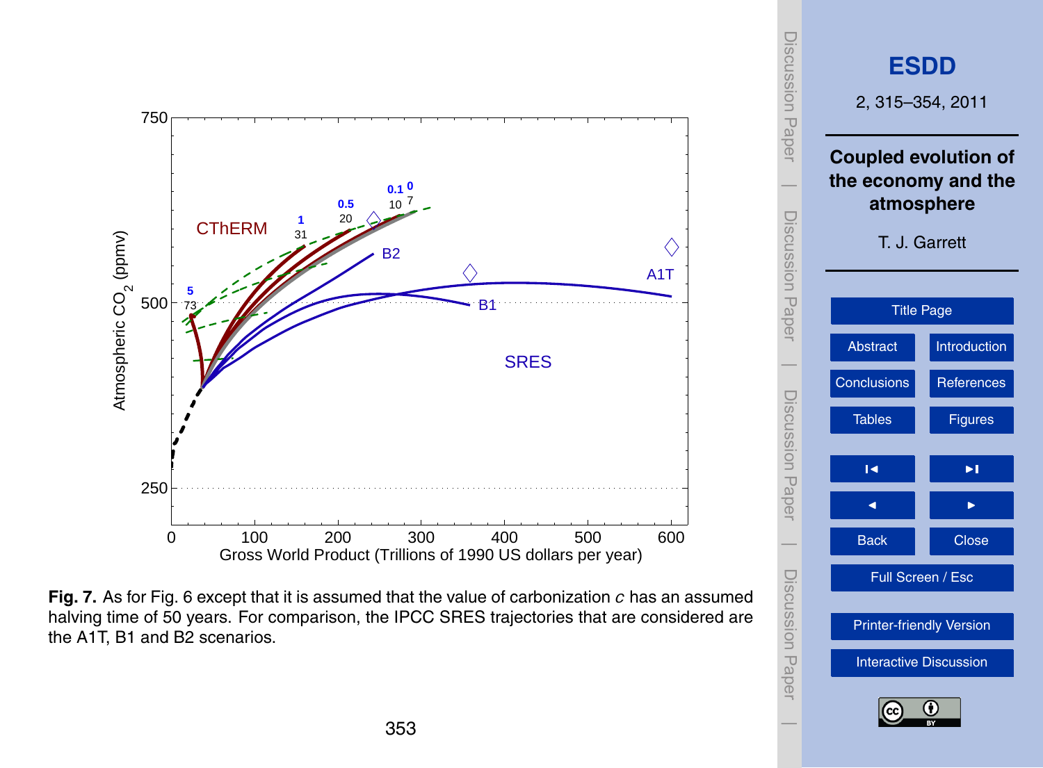**Fig. 7.** As for Fig. 6 except that it is assumed that the value of carbonization $c$ has an assumed halving time of 50 years. For comparison, the IPCC SRES trajectories that are considered are the A1T, B1 and B2 scenarios.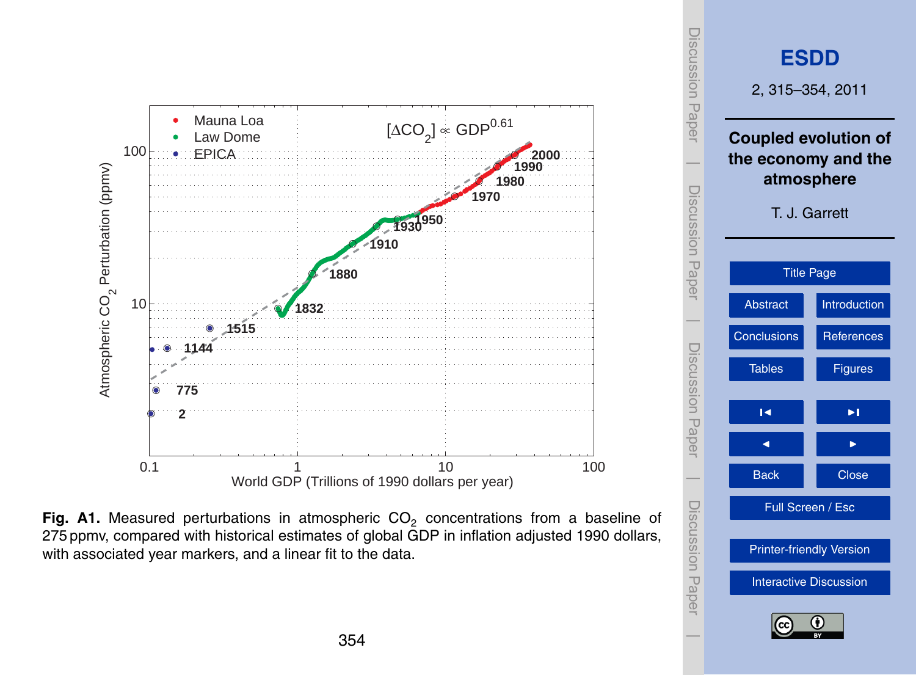Mauna Loa
Law Dome
EPICA

$[\Delta CO_2] \propto GDP^{0.61}$

Atmospheric $CO_2$ Perturbation (ppmv)

100

10

2000
1990
1980
1970
1950
1930
1910
1880
1832
1515
1144
775
2

0.1
1
10
100

World GDP (Trillions of 1990 dollars per year)

**Fig. A1.** Measured perturbations in atmospheric $CO_2$ concentrations from a baseline of 275 ppmv, compared with historical estimates of global GDP in inflation adjusted 1990 dollars, with associated year markers, and a linear fit to the data.